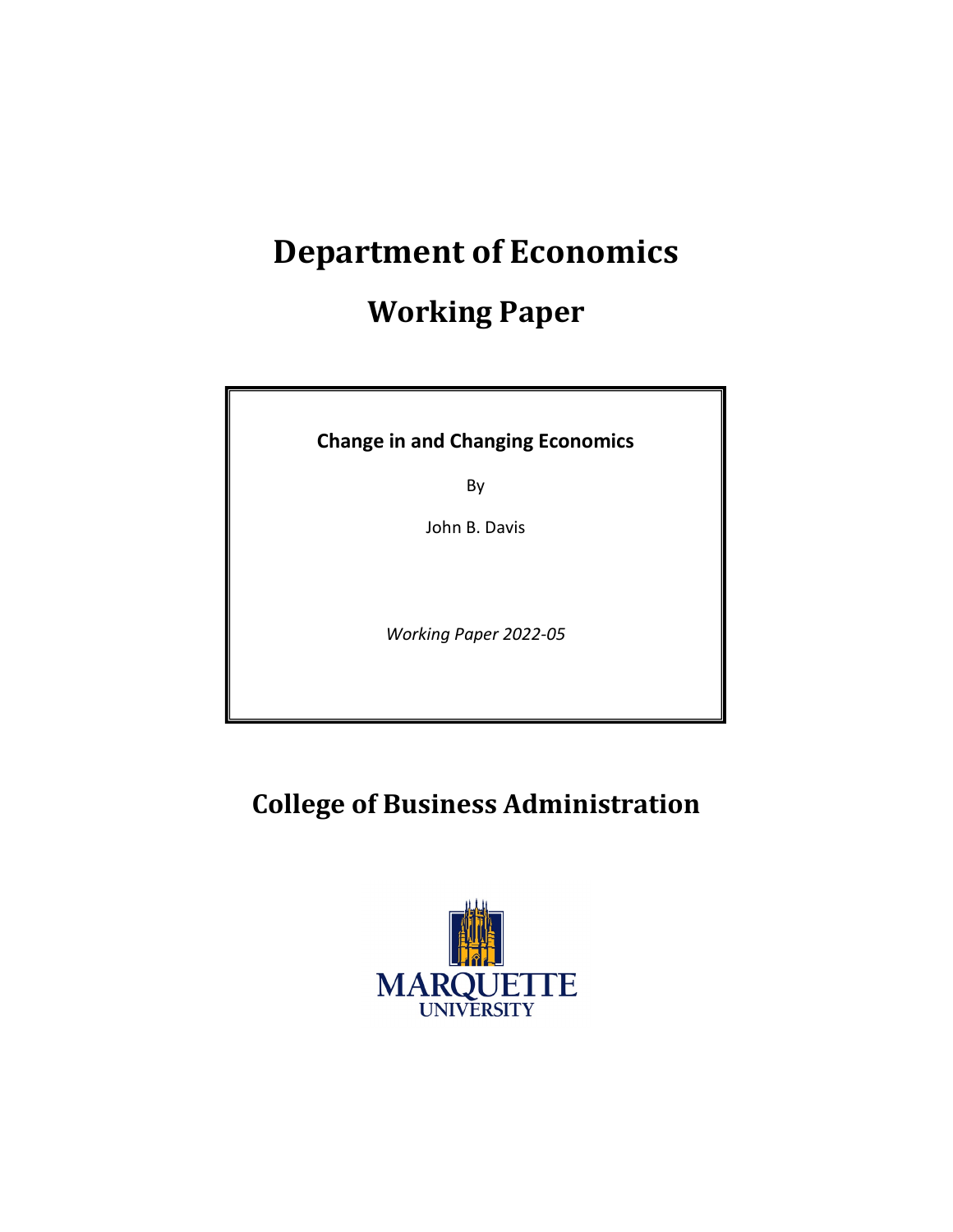# Department of Economics

## Working Paper

**Change in and Changing Economics**

By

John B. Davis

*Working Paper 2022-05*

## College of Business Administration

MARQUETTE UNIVERSITY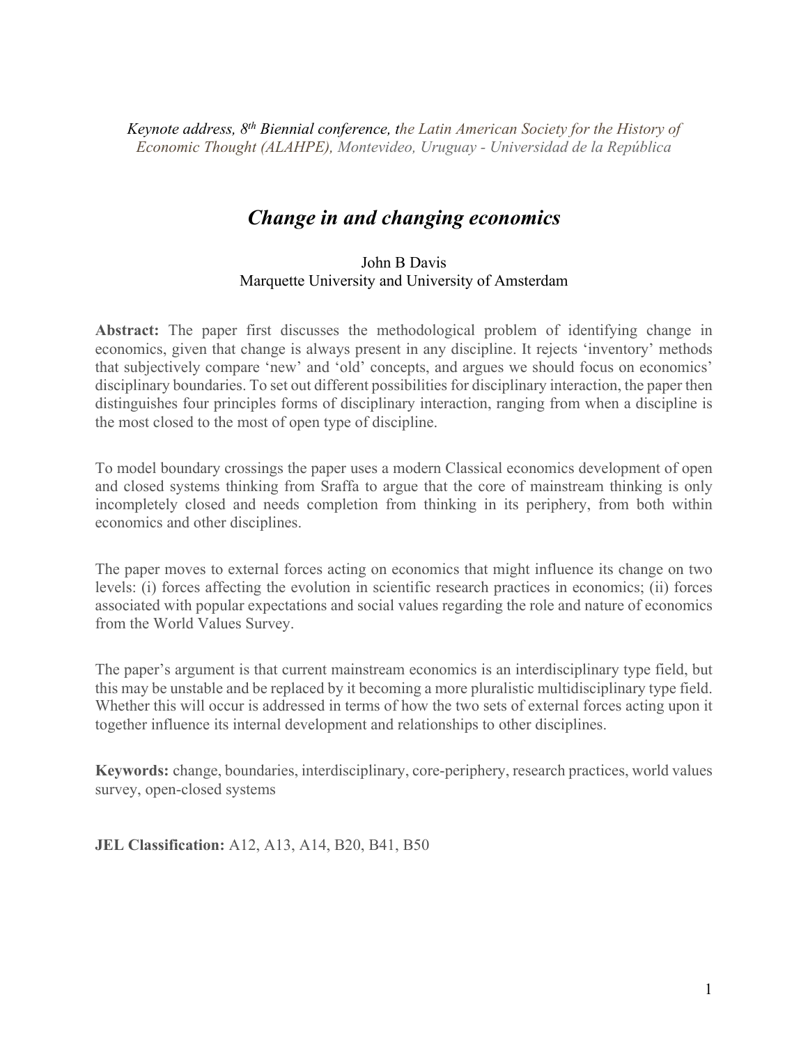*Keynote address, 8th Biennial conference, the Latin American Society for the History of Economic Thought (ALAHPE), Montevideo, Uruguay - Universidad de la República*

# *Change in and changing economics*

John B Davis
Marquette University and University of Amsterdam

**Abstract:** The paper first discusses the methodological problem of identifying change in economics, given that change is always present in any discipline. It rejects 'inventory' methods that subjectively compare 'new' and 'old' concepts, and argues we should focus on economics' disciplinary boundaries. To set out different possibilities for disciplinary interaction, the paper then distinguishes four principles forms of disciplinary interaction, ranging from when a discipline is the most closed to the most of open type of discipline.

To model boundary crossings the paper uses a modern Classical economics development of open and closed systems thinking from Sraffa to argue that the core of mainstream thinking is only incompletely closed and needs completion from thinking in its periphery, from both within economics and other disciplines.

The paper moves to external forces acting on economics that might influence its change on two levels: (i) forces affecting the evolution in scientific research practices in economics; (ii) forces associated with popular expectations and social values regarding the role and nature of economics from the World Values Survey.

The paper's argument is that current mainstream economics is an interdisciplinary type field, but this may be unstable and be replaced by it becoming a more pluralistic multidisciplinary type field. Whether this will occur is addressed in terms of how the two sets of external forces acting upon it together influence its internal development and relationships to other disciplines.

**Keywords:** change, boundaries, interdisciplinary, core-periphery, research practices, world values survey, open-closed systems

**JEL Classification:** A12, A13, A14, B20, B41, B50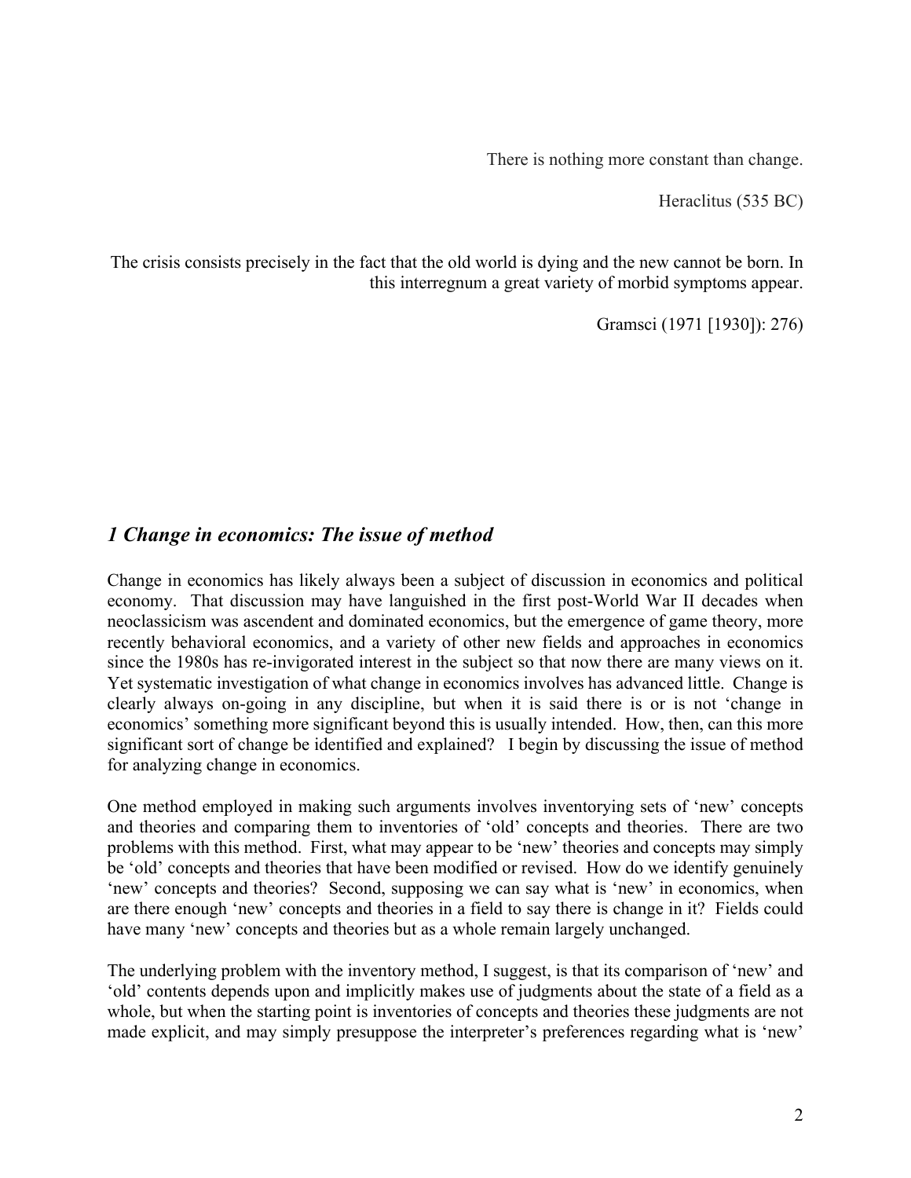There is nothing more constant than change.

Heraclitus (535 BC)

The crisis consists precisely in the fact that the old world is dying and the new cannot be born. In this interregnum a great variety of morbid symptoms appear.

Gramsci (1971 [1930]): 276)

## *1 Change in economics: The issue of method*

Change in economics has likely always been a subject of discussion in economics and political economy. That discussion may have languished in the first post-World War II decades when neoclassicism was ascendent and dominated economics, but the emergence of game theory, more recently behavioral economics, and a variety of other new fields and approaches in economics since the 1980s has re-invigorated interest in the subject so that now there are many views on it. Yet systematic investigation of what change in economics involves has advanced little. Change is clearly always on-going in any discipline, but when it is said there is or is not 'change in economics' something more significant beyond this is usually intended. How, then, can this more significant sort of change be identified and explained? I begin by discussing the issue of method for analyzing change in economics.

One method employed in making such arguments involves inventorying sets of 'new' concepts and theories and comparing them to inventories of 'old' concepts and theories. There are two problems with this method. First, what may appear to be 'new' theories and concepts may simply be 'old' concepts and theories that have been modified or revised. How do we identify genuinely 'new' concepts and theories? Second, supposing we can say what is 'new' in economics, when are there enough 'new' concepts and theories in a field to say there is change in it? Fields could have many 'new' concepts and theories but as a whole remain largely unchanged.

The underlying problem with the inventory method, I suggest, is that its comparison of 'new' and 'old' contents depends upon and implicitly makes use of judgments about the state of a field as a whole, but when the starting point is inventories of concepts and theories these judgments are not made explicit, and may simply presuppose the interpreter's preferences regarding what is 'new'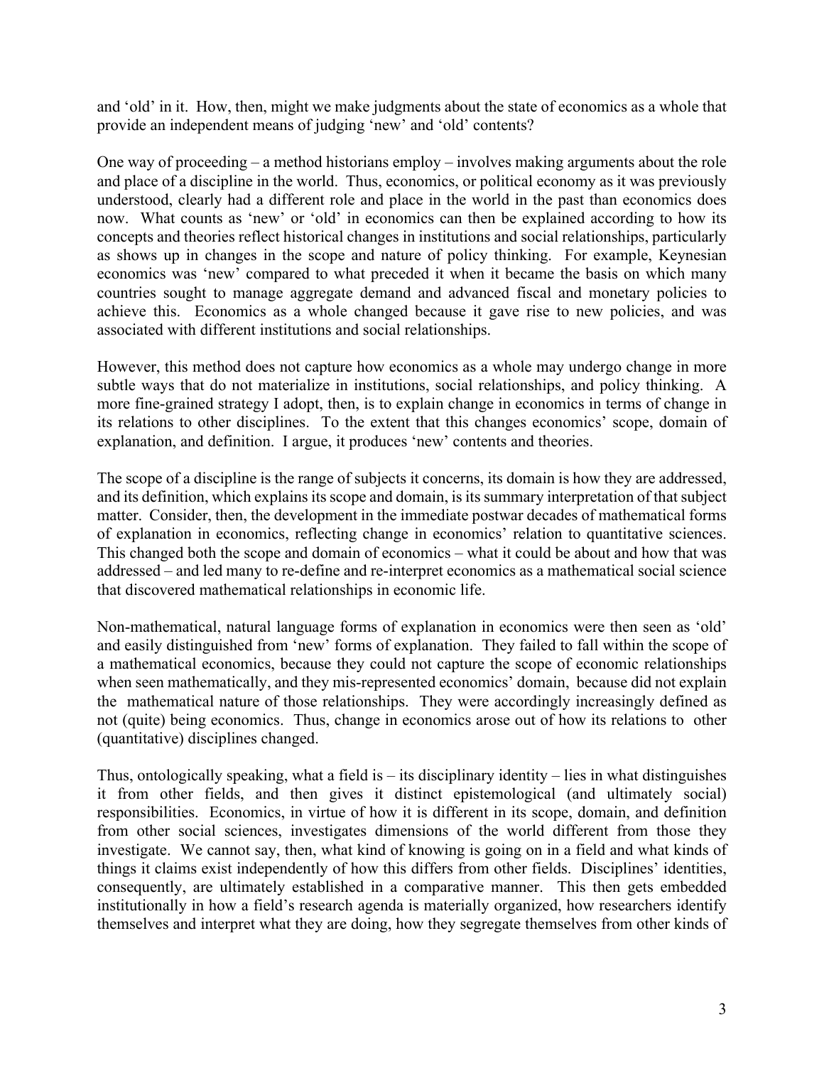and 'old' in it. How, then, might we make judgments about the state of economics as a whole that provide an independent means of judging 'new' and 'old' contents?

One way of proceeding – a method historians employ – involves making arguments about the role and place of a discipline in the world. Thus, economics, or political economy as it was previously understood, clearly had a different role and place in the world in the past than economics does now. What counts as 'new' or 'old' in economics can then be explained according to how its concepts and theories reflect historical changes in institutions and social relationships, particularly as shows up in changes in the scope and nature of policy thinking. For example, Keynesian economics was 'new' compared to what preceded it when it became the basis on which many countries sought to manage aggregate demand and advanced fiscal and monetary policies to achieve this. Economics as a whole changed because it gave rise to new policies, and was associated with different institutions and social relationships.

However, this method does not capture how economics as a whole may undergo change in more subtle ways that do not materialize in institutions, social relationships, and policy thinking. A more fine-grained strategy I adopt, then, is to explain change in economics in terms of change in its relations to other disciplines. To the extent that this changes economics' scope, domain of explanation, and definition. I argue, it produces 'new' contents and theories.

The scope of a discipline is the range of subjects it concerns, its domain is how they are addressed, and its definition, which explains its scope and domain, is its summary interpretation of that subject matter. Consider, then, the development in the immediate postwar decades of mathematical forms of explanation in economics, reflecting change in economics' relation to quantitative sciences. This changed both the scope and domain of economics – what it could be about and how that was addressed – and led many to re-define and re-interpret economics as a mathematical social science that discovered mathematical relationships in economic life.

Non-mathematical, natural language forms of explanation in economics were then seen as 'old' and easily distinguished from 'new' forms of explanation. They failed to fall within the scope of a mathematical economics, because they could not capture the scope of economic relationships when seen mathematically, and they mis-represented economics' domain, because did not explain the mathematical nature of those relationships. They were accordingly increasingly defined as not (quite) being economics. Thus, change in economics arose out of how its relations to other (quantitative) disciplines changed.

Thus, ontologically speaking, what a field is – its disciplinary identity – lies in what distinguishes it from other fields, and then gives it distinct epistemological (and ultimately social) responsibilities. Economics, in virtue of how it is different in its scope, domain, and definition from other social sciences, investigates dimensions of the world different from those they investigate. We cannot say, then, what kind of knowing is going on in a field and what kinds of things it claims exist independently of how this differs from other fields. Disciplines' identities, consequently, are ultimately established in a comparative manner. This then gets embedded institutionally in how a field's research agenda is materially organized, how researchers identify themselves and interpret what they are doing, how they segregate themselves from other kinds of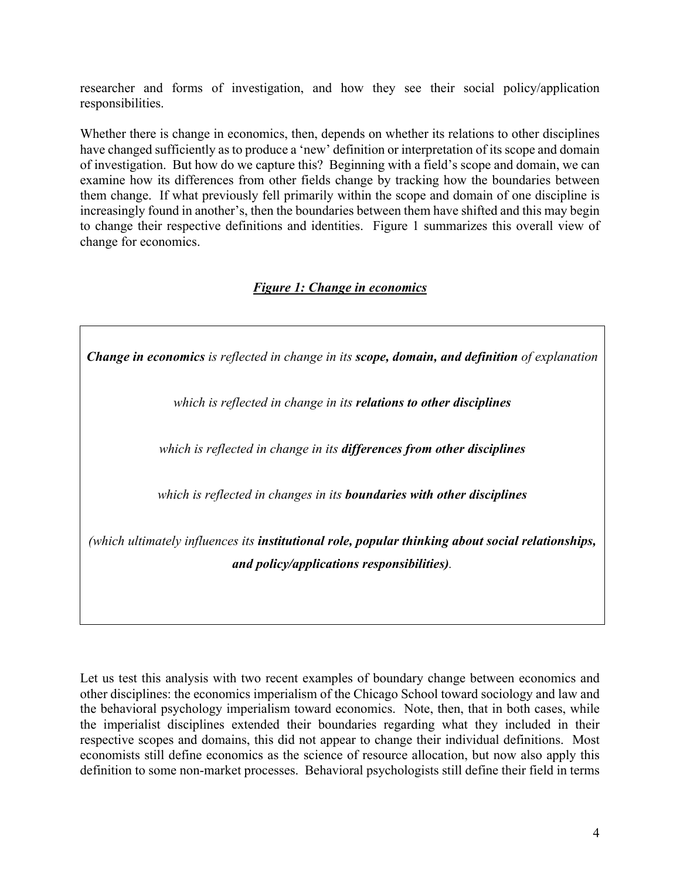researcher and forms of investigation, and how they see their social policy/application responsibilities.

Whether there is change in economics, then, depends on whether its relations to other disciplines have changed sufficiently as to produce a 'new' definition or interpretation of its scope and domain of investigation. But how do we capture this? Beginning with a field's scope and domain, we can examine how its differences from other fields change by tracking how the boundaries between them change. If what previously fell primarily within the scope and domain of one discipline is increasingly found in another's, then the boundaries between them have shifted and this may begin to change their respective definitions and identities. Figure 1 summarizes this overall view of change for economics.

***Figure 1: Change in economics***

> ***Change in economics*** *is reflected in change in its* ***scope, domain, and definition*** *of explanation*
>
> *which is reflected in change in its* ***relations to other disciplines***
>
> *which is reflected in change in its* ***differences from other disciplines***
>
> *which is reflected in changes in its* ***boundaries with other disciplines***
>
> *(which ultimately influences its* ***institutional role, popular thinking about social relationships, and policy/applications responsibilities)****.*

Let us test this analysis with two recent examples of boundary change between economics and other disciplines: the economics imperialism of the Chicago School toward sociology and law and the behavioral psychology imperialism toward economics. Note, then, that in both cases, while the imperialist disciplines extended their boundaries regarding what they included in their respective scopes and domains, this did not appear to change their individual definitions. Most economists still define economics as the science of resource allocation, but now also apply this definition to some non-market processes. Behavioral psychologists still define their field in terms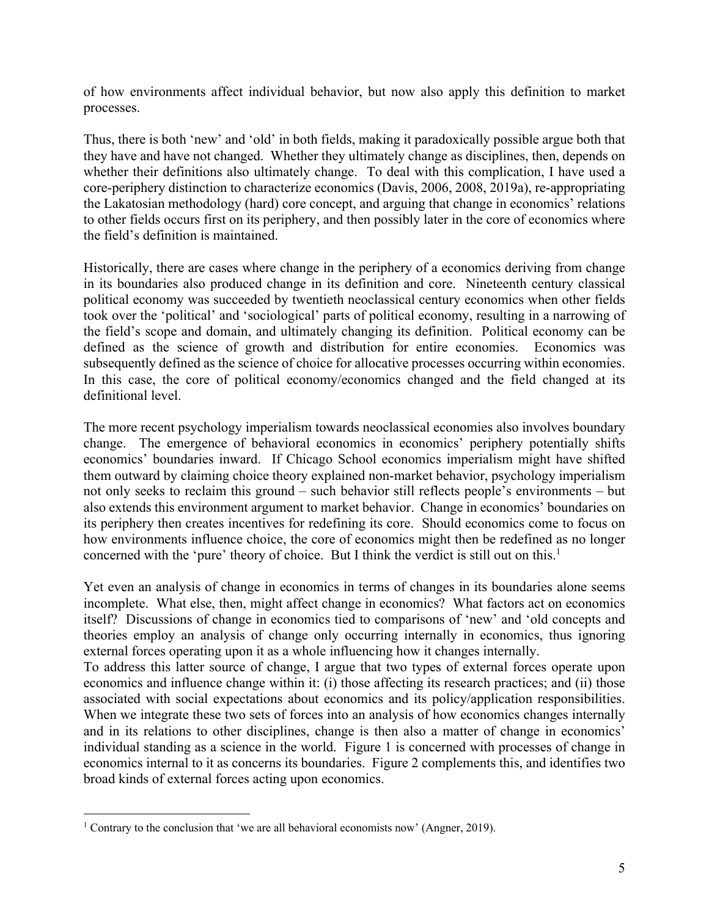of how environments affect individual behavior, but now also apply this definition to market processes.

Thus, there is both 'new' and 'old' in both fields, making it paradoxically possible argue both that they have and have not changed. Whether they ultimately change as disciplines, then, depends on whether their definitions also ultimately change. To deal with this complication, I have used a core-periphery distinction to characterize economics (Davis, 2006, 2008, 2019a), re-appropriating the Lakatosian methodology (hard) core concept, and arguing that change in economics' relations to other fields occurs first on its periphery, and then possibly later in the core of economics where the field's definition is maintained.

Historically, there are cases where change in the periphery of a economics deriving from change in its boundaries also produced change in its definition and core. Nineteenth century classical political economy was succeeded by twentieth neoclassical century economics when other fields took over the 'political' and 'sociological' parts of political economy, resulting in a narrowing of the field's scope and domain, and ultimately changing its definition. Political economy can be defined as the science of growth and distribution for entire economies. Economics was subsequently defined as the science of choice for allocative processes occurring within economies. In this case, the core of political economy/economics changed and the field changed at its definitional level.

The more recent psychology imperialism towards neoclassical economies also involves boundary change. The emergence of behavioral economics in economics' periphery potentially shifts economics' boundaries inward. If Chicago School economics imperialism might have shifted them outward by claiming choice theory explained non-market behavior, psychology imperialism not only seeks to reclaim this ground – such behavior still reflects people's environments – but also extends this environment argument to market behavior. Change in economics' boundaries on its periphery then creates incentives for redefining its core. Should economics come to focus on how environments influence choice, the core of economics might then be redefined as no longer concerned with the 'pure' theory of choice. But I think the verdict is still out on this.[1]

Yet even an analysis of change in economics in terms of changes in its boundaries alone seems incomplete. What else, then, might affect change in economics? What factors act on economics itself? Discussions of change in economics tied to comparisons of 'new' and 'old concepts and theories employ an analysis of change only occurring internally in economics, thus ignoring external forces operating upon it as a whole influencing how it changes internally.

To address this latter source of change, I argue that two types of external forces operate upon economics and influence change within it: (i) those affecting its research practices; and (ii) those associated with social expectations about economics and its policy/application responsibilities. When we integrate these two sets of forces into an analysis of how economics changes internally and in its relations to other disciplines, change is then also a matter of change in economics' individual standing as a science in the world. Figure 1 is concerned with processes of change in economics internal to it as concerns its boundaries. Figure 2 complements this, and identifies two broad kinds of external forces acting upon economics.

[1] Contrary to the conclusion that 'we are all behavioral economists now' (Angner, 2019).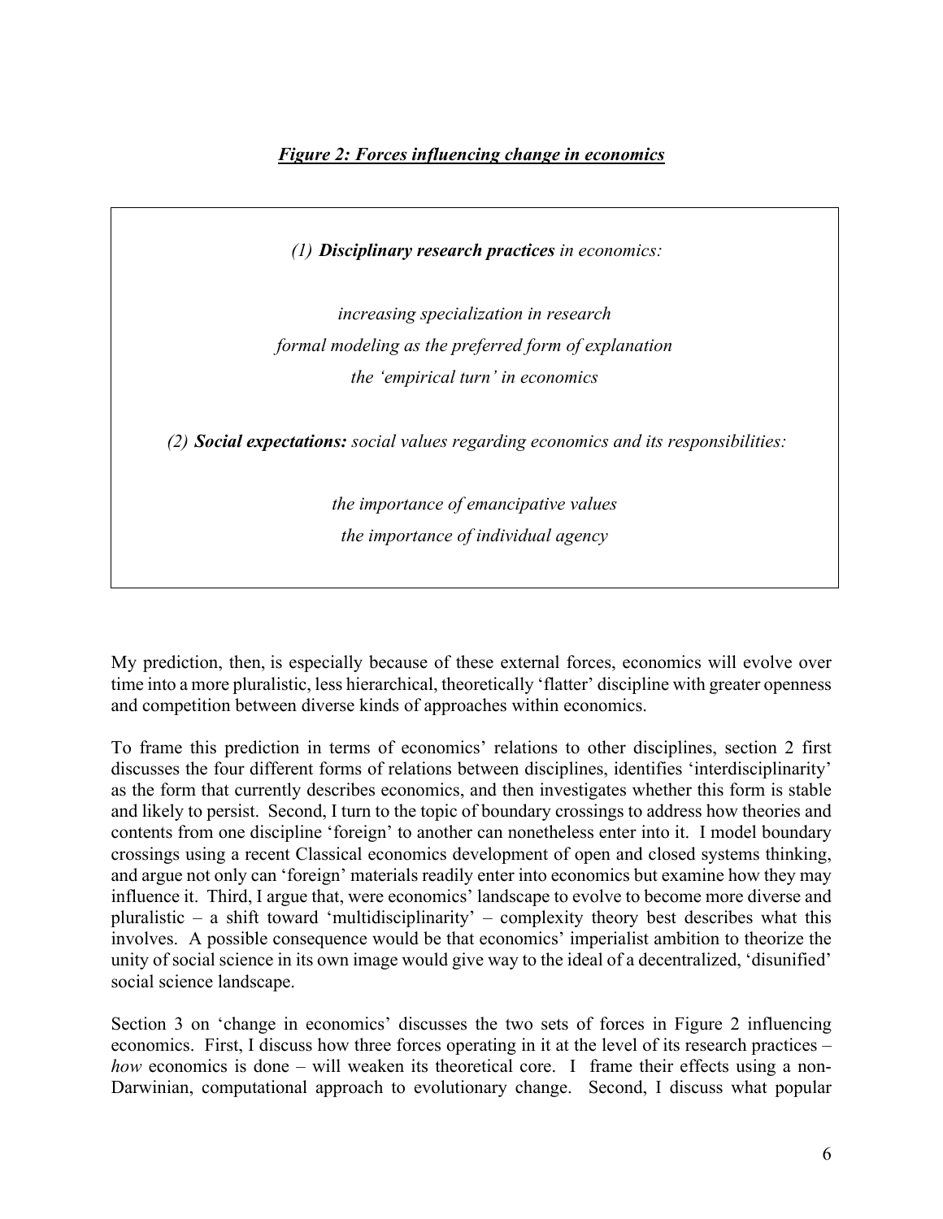***Figure 2: Forces influencing change in economics***

> *(1) **Disciplinary research practices** in economics:*
>
> *increasing specialization in research*
> *formal modeling as the preferred form of explanation*
> *the 'empirical turn' in economics*
>
> *(2) **Social expectations:** social values regarding economics and its responsibilities:*
>
> *the importance of emancipative values*
> *the importance of individual agency*

My prediction, then, is especially because of these external forces, economics will evolve over time into a more pluralistic, less hierarchical, theoretically 'flatter' discipline with greater openness and competition between diverse kinds of approaches within economics.

To frame this prediction in terms of economics' relations to other disciplines, section 2 first discusses the four different forms of relations between disciplines, identifies 'interdisciplinarity' as the form that currently describes economics, and then investigates whether this form is stable and likely to persist. Second, I turn to the topic of boundary crossings to address how theories and contents from one discipline 'foreign' to another can nonetheless enter into it. I model boundary crossings using a recent Classical economics development of open and closed systems thinking, and argue not only can 'foreign' materials readily enter into economics but examine how they may influence it. Third, I argue that, were economics' landscape to evolve to become more diverse and pluralistic – a shift toward 'multidisciplinarity' – complexity theory best describes what this involves. A possible consequence would be that economics' imperialist ambition to theorize the unity of social science in its own image would give way to the ideal of a decentralized, 'disunified' social science landscape.

Section 3 on 'change in economics' discusses the two sets of forces in Figure 2 influencing economics. First, I discuss how three forces operating in it at the level of its research practices – *how* economics is done – will weaken its theoretical core. I frame their effects using a non-Darwinian, computational approach to evolutionary change. Second, I discuss what popular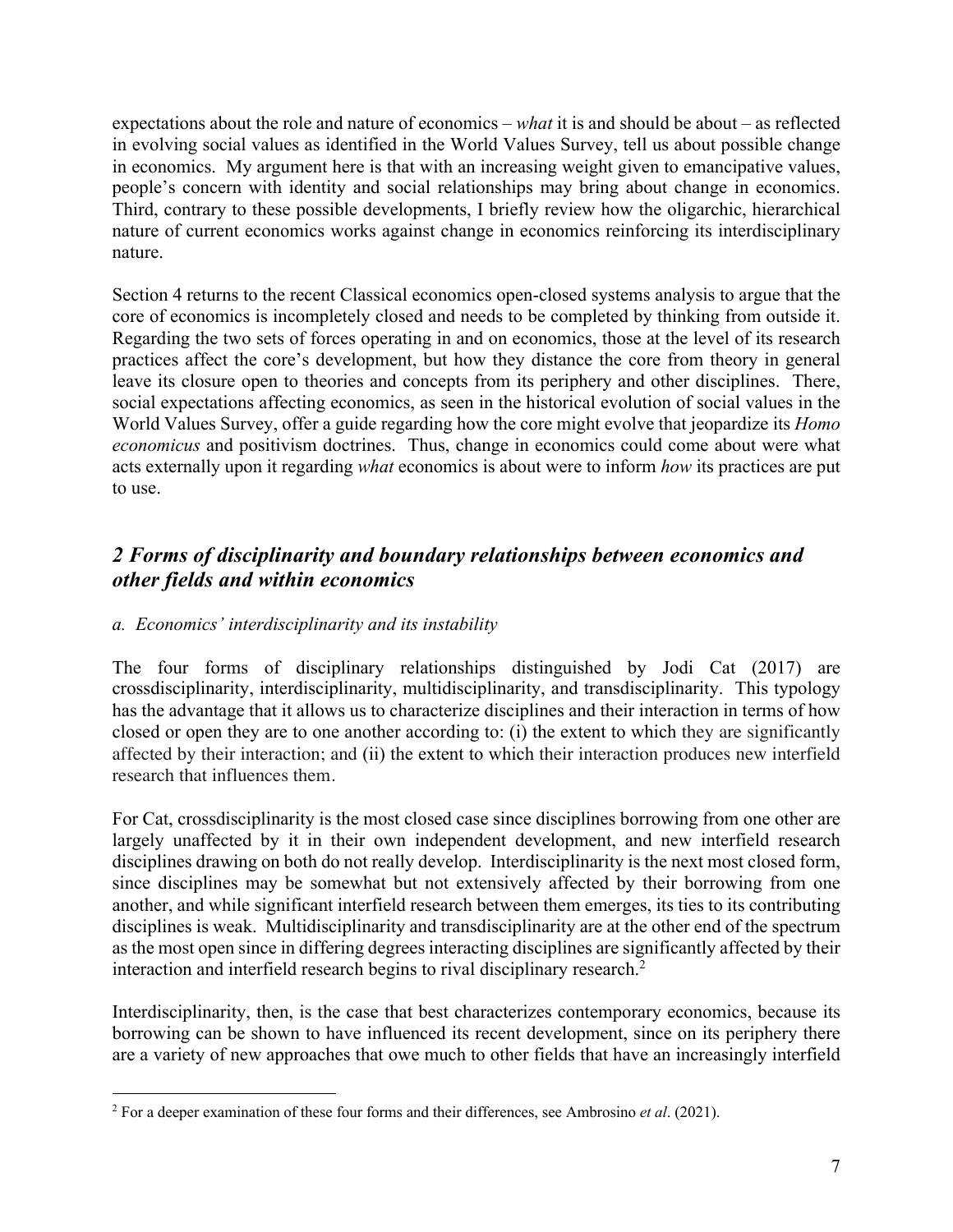expectations about the role and nature of economics – *what* it is and should be about – as reflected in evolving social values as identified in the World Values Survey, tell us about possible change in economics. My argument here is that with an increasing weight given to emancipative values, people's concern with identity and social relationships may bring about change in economics. Third, contrary to these possible developments, I briefly review how the oligarchic, hierarchical nature of current economics works against change in economics reinforcing its interdisciplinary nature.

Section 4 returns to the recent Classical economics open-closed systems analysis to argue that the core of economics is incompletely closed and needs to be completed by thinking from outside it. Regarding the two sets of forces operating in and on economics, those at the level of its research practices affect the core's development, but how they distance the core from theory in general leave its closure open to theories and concepts from its periphery and other disciplines. There, social expectations affecting economics, as seen in the historical evolution of social values in the World Values Survey, offer a guide regarding how the core might evolve that jeopardize its *Homo economicus* and positivism doctrines. Thus, change in economics could come about were what acts externally upon it regarding *what* economics is about were to inform *how* its practices are put to use.

## *2 Forms of disciplinarity and boundary relationships between economics and other fields and within economics*

### *a. Economics' interdisciplinarity and its instability*

The four forms of disciplinary relationships distinguished by Jodi Cat (2017) are crossdisciplinarity, interdisciplinarity, multidisciplinarity, and transdisciplinarity. This typology has the advantage that it allows us to characterize disciplines and their interaction in terms of how closed or open they are to one another according to: (i) the extent to which they are significantly affected by their interaction; and (ii) the extent to which their interaction produces new interfield research that influences them.

For Cat, crossdisciplinarity is the most closed case since disciplines borrowing from one other are largely unaffected by it in their own independent development, and new interfield research disciplines drawing on both do not really develop. Interdisciplinarity is the next most closed form, since disciplines may be somewhat but not extensively affected by their borrowing from one another, and while significant interfield research between them emerges, its ties to its contributing disciplines is weak. Multidisciplinarity and transdisciplinarity are at the other end of the spectrum as the most open since in differing degrees interacting disciplines are significantly affected by their interaction and interfield research begins to rival disciplinary research.[2]

Interdisciplinarity, then, is the case that best characterizes contemporary economics, because its borrowing can be shown to have influenced its recent development, since on its periphery there are a variety of new approaches that owe much to other fields that have an increasingly interfield

---

[2] For a deeper examination of these four forms and their differences, see Ambrosino *et al*. (2021).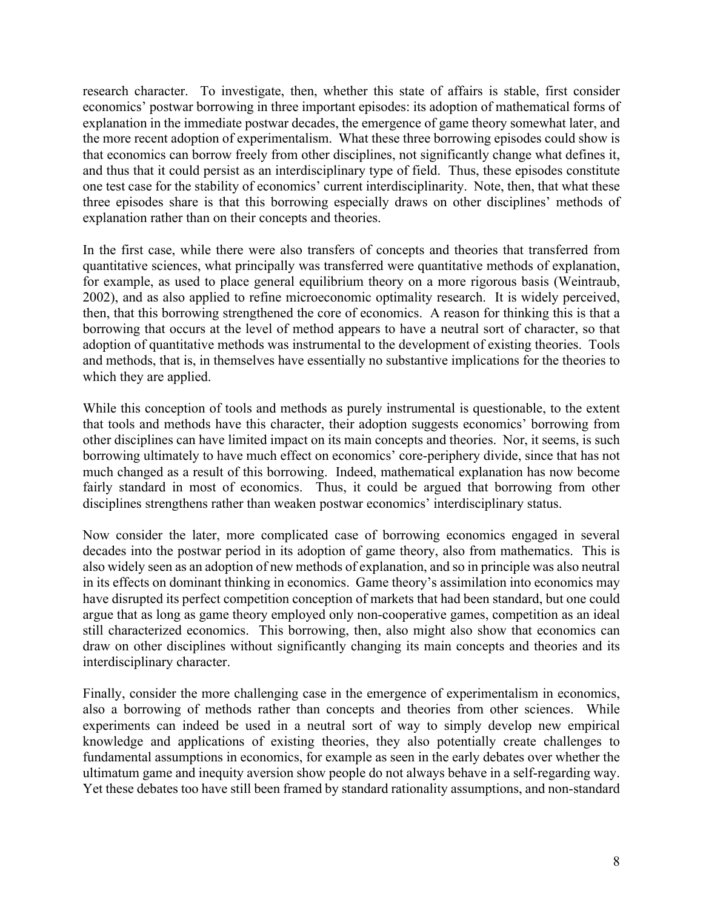research character. To investigate, then, whether this state of affairs is stable, first consider economics' postwar borrowing in three important episodes: its adoption of mathematical forms of explanation in the immediate postwar decades, the emergence of game theory somewhat later, and the more recent adoption of experimentalism. What these three borrowing episodes could show is that economics can borrow freely from other disciplines, not significantly change what defines it, and thus that it could persist as an interdisciplinary type of field. Thus, these episodes constitute one test case for the stability of economics' current interdisciplinarity. Note, then, that what these three episodes share is that this borrowing especially draws on other disciplines' methods of explanation rather than on their concepts and theories.

In the first case, while there were also transfers of concepts and theories that transferred from quantitative sciences, what principally was transferred were quantitative methods of explanation, for example, as used to place general equilibrium theory on a more rigorous basis (Weintraub, 2002), and as also applied to refine microeconomic optimality research. It is widely perceived, then, that this borrowing strengthened the core of economics. A reason for thinking this is that a borrowing that occurs at the level of method appears to have a neutral sort of character, so that adoption of quantitative methods was instrumental to the development of existing theories. Tools and methods, that is, in themselves have essentially no substantive implications for the theories to which they are applied.

While this conception of tools and methods as purely instrumental is questionable, to the extent that tools and methods have this character, their adoption suggests economics' borrowing from other disciplines can have limited impact on its main concepts and theories. Nor, it seems, is such borrowing ultimately to have much effect on economics' core-periphery divide, since that has not much changed as a result of this borrowing. Indeed, mathematical explanation has now become fairly standard in most of economics. Thus, it could be argued that borrowing from other disciplines strengthens rather than weaken postwar economics' interdisciplinary status.

Now consider the later, more complicated case of borrowing economics engaged in several decades into the postwar period in its adoption of game theory, also from mathematics. This is also widely seen as an adoption of new methods of explanation, and so in principle was also neutral in its effects on dominant thinking in economics. Game theory's assimilation into economics may have disrupted its perfect competition conception of markets that had been standard, but one could argue that as long as game theory employed only non-cooperative games, competition as an ideal still characterized economics. This borrowing, then, also might also show that economics can draw on other disciplines without significantly changing its main concepts and theories and its interdisciplinary character.

Finally, consider the more challenging case in the emergence of experimentalism in economics, also a borrowing of methods rather than concepts and theories from other sciences. While experiments can indeed be used in a neutral sort of way to simply develop new empirical knowledge and applications of existing theories, they also potentially create challenges to fundamental assumptions in economics, for example as seen in the early debates over whether the ultimatum game and inequity aversion show people do not always behave in a self-regarding way. Yet these debates too have still been framed by standard rationality assumptions, and non-standard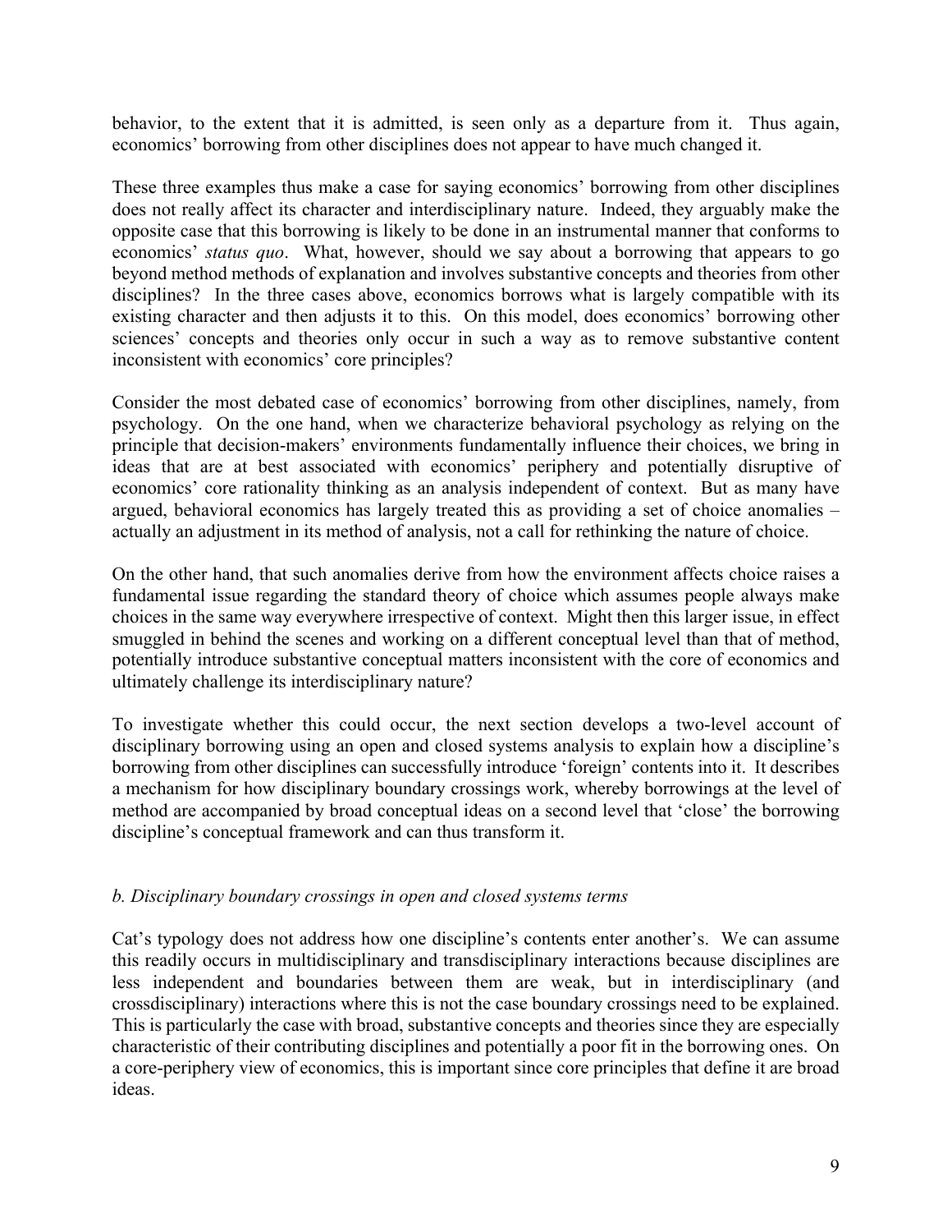behavior, to the extent that it is admitted, is seen only as a departure from it. Thus again, economics' borrowing from other disciplines does not appear to have much changed it.

These three examples thus make a case for saying economics' borrowing from other disciplines does not really affect its character and interdisciplinary nature. Indeed, they arguably make the opposite case that this borrowing is likely to be done in an instrumental manner that conforms to economics' *status quo*. What, however, should we say about a borrowing that appears to go beyond method methods of explanation and involves substantive concepts and theories from other disciplines? In the three cases above, economics borrows what is largely compatible with its existing character and then adjusts it to this. On this model, does economics' borrowing other sciences' concepts and theories only occur in such a way as to remove substantive content inconsistent with economics' core principles?

Consider the most debated case of economics' borrowing from other disciplines, namely, from psychology. On the one hand, when we characterize behavioral psychology as relying on the principle that decision-makers' environments fundamentally influence their choices, we bring in ideas that are at best associated with economics' periphery and potentially disruptive of economics' core rationality thinking as an analysis independent of context. But as many have argued, behavioral economics has largely treated this as providing a set of choice anomalies – actually an adjustment in its method of analysis, not a call for rethinking the nature of choice.

On the other hand, that such anomalies derive from how the environment affects choice raises a fundamental issue regarding the standard theory of choice which assumes people always make choices in the same way everywhere irrespective of context. Might then this larger issue, in effect smuggled in behind the scenes and working on a different conceptual level than that of method, potentially introduce substantive conceptual matters inconsistent with the core of economics and ultimately challenge its interdisciplinary nature?

To investigate whether this could occur, the next section develops a two-level account of disciplinary borrowing using an open and closed systems analysis to explain how a discipline's borrowing from other disciplines can successfully introduce 'foreign' contents into it. It describes a mechanism for how disciplinary boundary crossings work, whereby borrowings at the level of method are accompanied by broad conceptual ideas on a second level that 'close' the borrowing discipline's conceptual framework and can thus transform it.

### *b. Disciplinary boundary crossings in open and closed systems terms*

Cat's typology does not address how one discipline's contents enter another's. We can assume this readily occurs in multidisciplinary and transdisciplinary interactions because disciplines are less independent and boundaries between them are weak, but in interdisciplinary (and crossdisciplinary) interactions where this is not the case boundary crossings need to be explained. This is particularly the case with broad, substantive concepts and theories since they are especially characteristic of their contributing disciplines and potentially a poor fit in the borrowing ones. On a core-periphery view of economics, this is important since core principles that define it are broad ideas.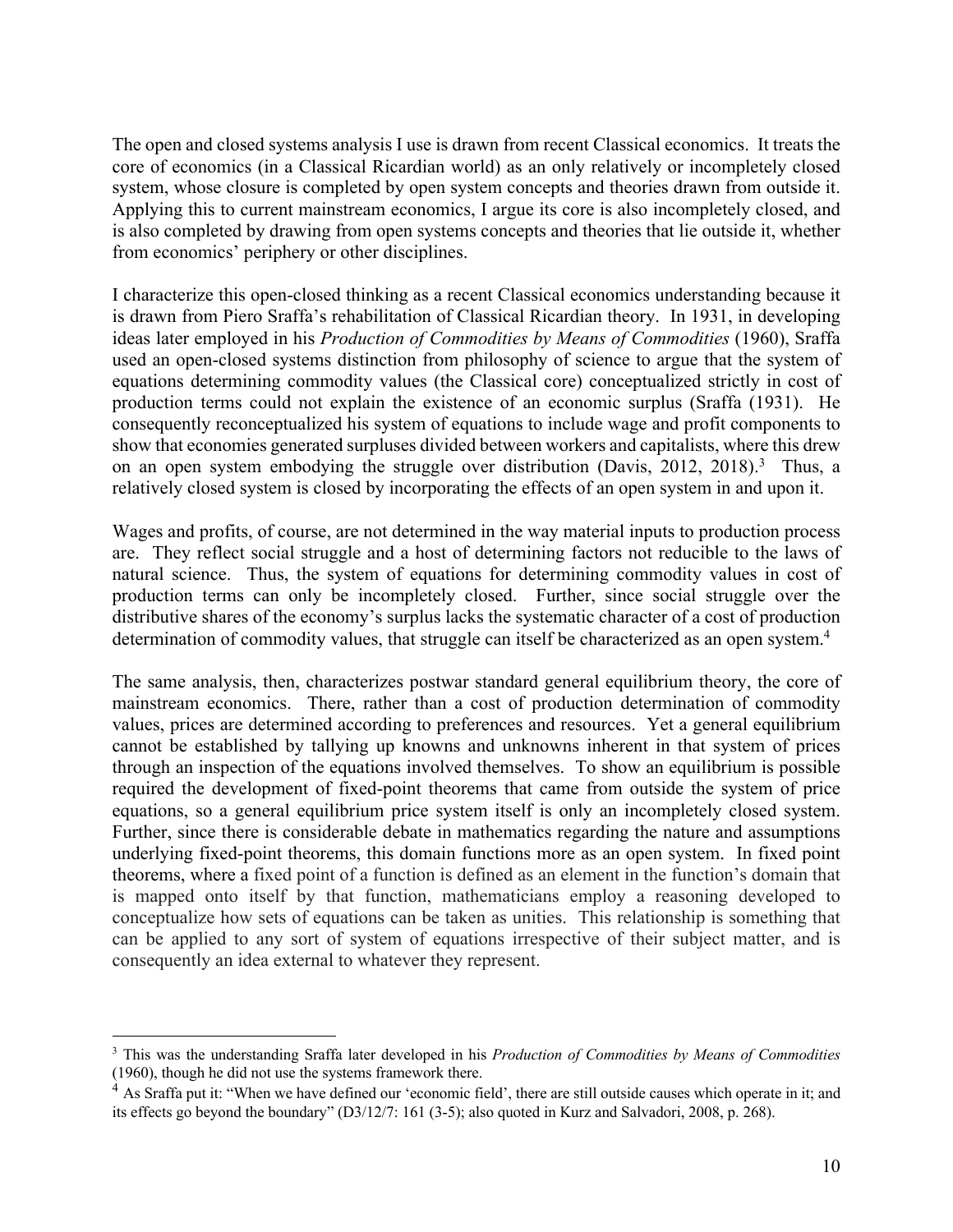The open and closed systems analysis I use is drawn from recent Classical economics. It treats the core of economics (in a Classical Ricardian world) as an only relatively or incompletely closed system, whose closure is completed by open system concepts and theories drawn from outside it. Applying this to current mainstream economics, I argue its core is also incompletely closed, and is also completed by drawing from open systems concepts and theories that lie outside it, whether from economics' periphery or other disciplines.

I characterize this open-closed thinking as a recent Classical economics understanding because it is drawn from Piero Sraffa's rehabilitation of Classical Ricardian theory. In 1931, in developing ideas later employed in his *Production of Commodities by Means of Commodities* (1960), Sraffa used an open-closed systems distinction from philosophy of science to argue that the system of equations determining commodity values (the Classical core) conceptualized strictly in cost of production terms could not explain the existence of an economic surplus (Sraffa (1931). He consequently reconceptualized his system of equations to include wage and profit components to show that economies generated surpluses divided between workers and capitalists, where this drew on an open system embodying the struggle over distribution (Davis, 2012, 2018).[3] Thus, a relatively closed system is closed by incorporating the effects of an open system in and upon it.

Wages and profits, of course, are not determined in the way material inputs to production process are. They reflect social struggle and a host of determining factors not reducible to the laws of natural science. Thus, the system of equations for determining commodity values in cost of production terms can only be incompletely closed. Further, since social struggle over the distributive shares of the economy's surplus lacks the systematic character of a cost of production determination of commodity values, that struggle can itself be characterized as an open system.[4]

The same analysis, then, characterizes postwar standard general equilibrium theory, the core of mainstream economics. There, rather than a cost of production determination of commodity values, prices are determined according to preferences and resources. Yet a general equilibrium cannot be established by tallying up knowns and unknowns inherent in that system of prices through an inspection of the equations involved themselves. To show an equilibrium is possible required the development of fixed-point theorems that came from outside the system of price equations, so a general equilibrium price system itself is only an incompletely closed system. Further, since there is considerable debate in mathematics regarding the nature and assumptions underlying fixed-point theorems, this domain functions more as an open system. In fixed point theorems, where a fixed point of a function is defined as an element in the function's domain that is mapped onto itself by that function, mathematicians employ a reasoning developed to conceptualize how sets of equations can be taken as unities. This relationship is something that can be applied to any sort of system of equations irrespective of their subject matter, and is consequently an idea external to whatever they represent.

---

[3] This was the understanding Sraffa later developed in his *Production of Commodities by Means of Commodities* (1960), though he did not use the systems framework there.

[4] As Sraffa put it: "When we have defined our 'economic field', there are still outside causes which operate in it; and its effects go beyond the boundary" (D3/12/7: 161 (3-5); also quoted in Kurz and Salvadori, 2008, p. 268).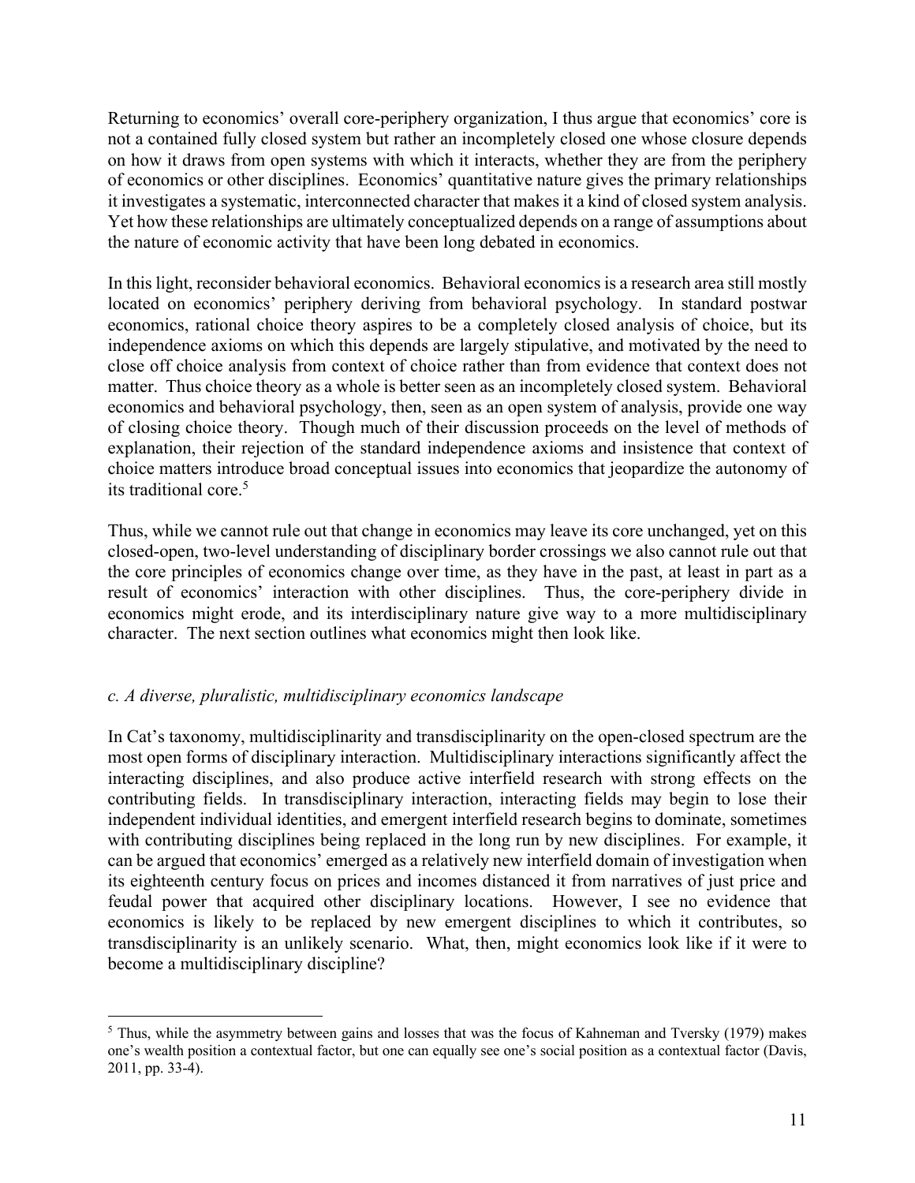Returning to economics' overall core-periphery organization, I thus argue that economics' core is not a contained fully closed system but rather an incompletely closed one whose closure depends on how it draws from open systems with which it interacts, whether they are from the periphery of economics or other disciplines. Economics' quantitative nature gives the primary relationships it investigates a systematic, interconnected character that makes it a kind of closed system analysis. Yet how these relationships are ultimately conceptualized depends on a range of assumptions about the nature of economic activity that have been long debated in economics.

In this light, reconsider behavioral economics. Behavioral economics is a research area still mostly located on economics' periphery deriving from behavioral psychology. In standard postwar economics, rational choice theory aspires to be a completely closed analysis of choice, but its independence axioms on which this depends are largely stipulative, and motivated by the need to close off choice analysis from context of choice rather than from evidence that context does not matter. Thus choice theory as a whole is better seen as an incompletely closed system. Behavioral economics and behavioral psychology, then, seen as an open system of analysis, provide one way of closing choice theory. Though much of their discussion proceeds on the level of methods of explanation, their rejection of the standard independence axioms and insistence that context of choice matters introduce broad conceptual issues into economics that jeopardize the autonomy of its traditional core.[5]

Thus, while we cannot rule out that change in economics may leave its core unchanged, yet on this closed-open, two-level understanding of disciplinary border crossings we also cannot rule out that the core principles of economics change over time, as they have in the past, at least in part as a result of economics' interaction with other disciplines. Thus, the core-periphery divide in economics might erode, and its interdisciplinary nature give way to a more multidisciplinary character. The next section outlines what economics might then look like.

### *c. A diverse, pluralistic, multidisciplinary economics landscape*

In Cat's taxonomy, multidisciplinarity and transdisciplinarity on the open-closed spectrum are the most open forms of disciplinary interaction. Multidisciplinary interactions significantly affect the interacting disciplines, and also produce active interfield research with strong effects on the contributing fields. In transdisciplinary interaction, interacting fields may begin to lose their independent individual identities, and emergent interfield research begins to dominate, sometimes with contributing disciplines being replaced in the long run by new disciplines. For example, it can be argued that economics' emerged as a relatively new interfield domain of investigation when its eighteenth century focus on prices and incomes distanced it from narratives of just price and feudal power that acquired other disciplinary locations. However, I see no evidence that economics is likely to be replaced by new emergent disciplines to which it contributes, so transdisciplinarity is an unlikely scenario. What, then, might economics look like if it were to become a multidisciplinary discipline?

---

[5] Thus, while the asymmetry between gains and losses that was the focus of Kahneman and Tversky (1979) makes one's wealth position a contextual factor, but one can equally see one's social position as a contextual factor (Davis, 2011, pp. 33-4).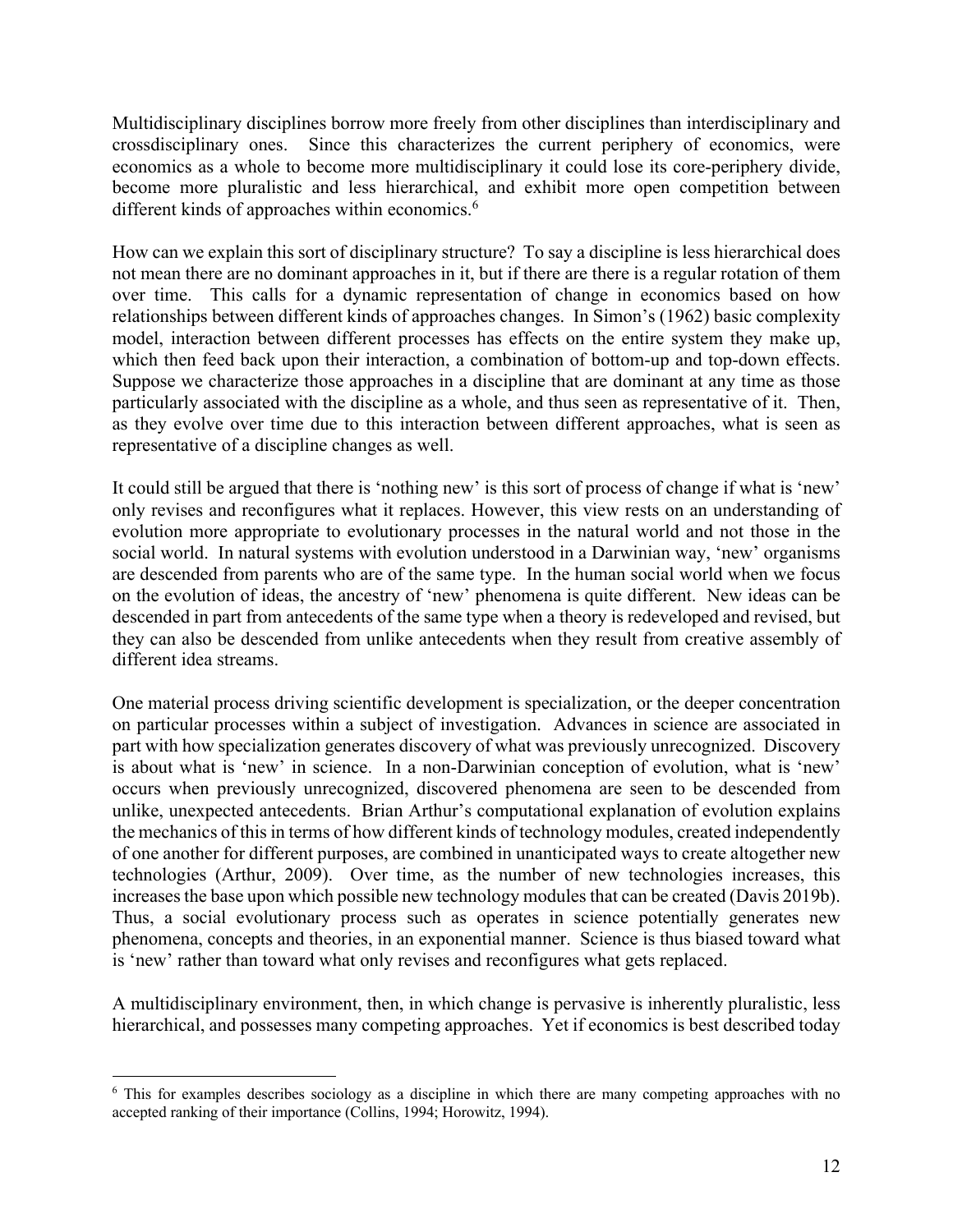Multidisciplinary disciplines borrow more freely from other disciplines than interdisciplinary and crossdisciplinary ones. Since this characterizes the current periphery of economics, were economics as a whole to become more multidisciplinary it could lose its core-periphery divide, become more pluralistic and less hierarchical, and exhibit more open competition between different kinds of approaches within economics.[6]

How can we explain this sort of disciplinary structure? To say a discipline is less hierarchical does not mean there are no dominant approaches in it, but if there are there is a regular rotation of them over time. This calls for a dynamic representation of change in economics based on how relationships between different kinds of approaches changes. In Simon's (1962) basic complexity model, interaction between different processes has effects on the entire system they make up, which then feed back upon their interaction, a combination of bottom-up and top-down effects. Suppose we characterize those approaches in a discipline that are dominant at any time as those particularly associated with the discipline as a whole, and thus seen as representative of it. Then, as they evolve over time due to this interaction between different approaches, what is seen as representative of a discipline changes as well.

It could still be argued that there is 'nothing new' is this sort of process of change if what is 'new' only revises and reconfigures what it replaces. However, this view rests on an understanding of evolution more appropriate to evolutionary processes in the natural world and not those in the social world. In natural systems with evolution understood in a Darwinian way, 'new' organisms are descended from parents who are of the same type. In the human social world when we focus on the evolution of ideas, the ancestry of 'new' phenomena is quite different. New ideas can be descended in part from antecedents of the same type when a theory is redeveloped and revised, but they can also be descended from unlike antecedents when they result from creative assembly of different idea streams.

One material process driving scientific development is specialization, or the deeper concentration on particular processes within a subject of investigation. Advances in science are associated in part with how specialization generates discovery of what was previously unrecognized. Discovery is about what is 'new' in science. In a non-Darwinian conception of evolution, what is 'new' occurs when previously unrecognized, discovered phenomena are seen to be descended from unlike, unexpected antecedents. Brian Arthur's computational explanation of evolution explains the mechanics of this in terms of how different kinds of technology modules, created independently of one another for different purposes, are combined in unanticipated ways to create altogether new technologies (Arthur, 2009). Over time, as the number of new technologies increases, this increases the base upon which possible new technology modules that can be created (Davis 2019b). Thus, a social evolutionary process such as operates in science potentially generates new phenomena, concepts and theories, in an exponential manner. Science is thus biased toward what is 'new' rather than toward what only revises and reconfigures what gets replaced.

A multidisciplinary environment, then, in which change is pervasive is inherently pluralistic, less hierarchical, and possesses many competing approaches. Yet if economics is best described today

[6] This for examples describes sociology as a discipline in which there are many competing approaches with no accepted ranking of their importance (Collins, 1994; Horowitz, 1994).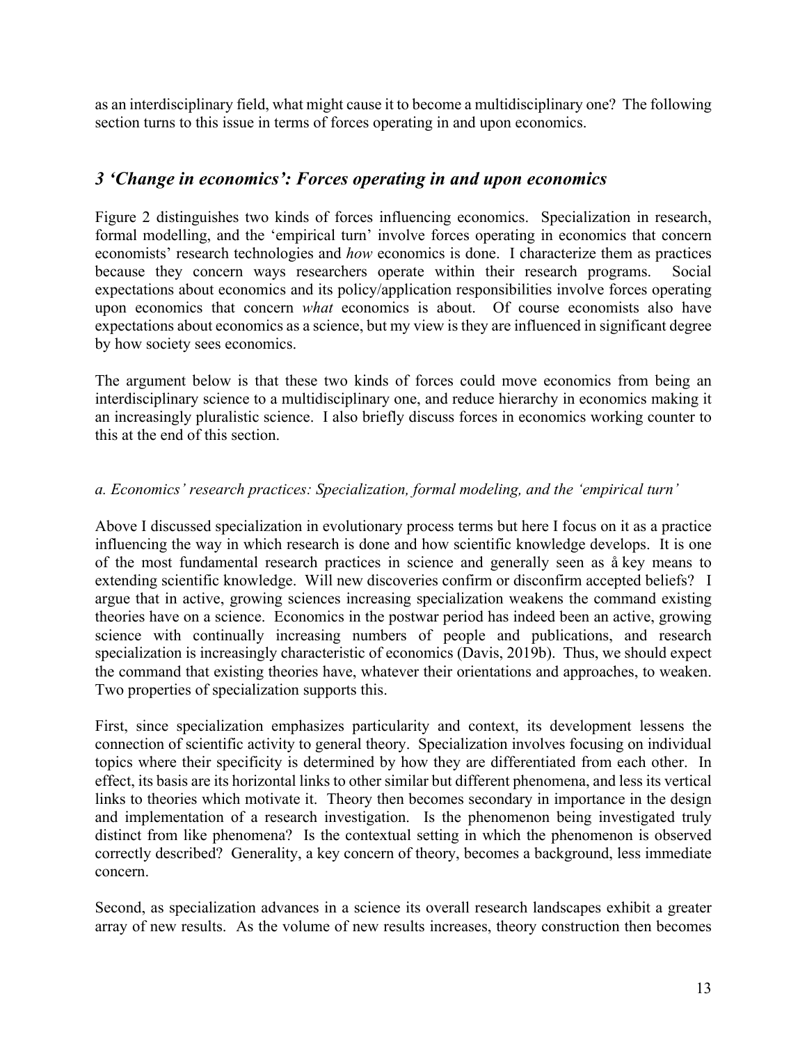as an interdisciplinary field, what might cause it to become a multidisciplinary one? The following section turns to this issue in terms of forces operating in and upon economics.

## *3 'Change in economics': Forces operating in and upon economics*

Figure 2 distinguishes two kinds of forces influencing economics. Specialization in research, formal modelling, and the 'empirical turn' involve forces operating in economics that concern economists' research technologies and *how* economics is done. I characterize them as practices because they concern ways researchers operate within their research programs. Social expectations about economics and its policy/application responsibilities involve forces operating upon economics that concern *what* economics is about. Of course economists also have expectations about economics as a science, but my view is they are influenced in significant degree by how society sees economics.

The argument below is that these two kinds of forces could move economics from being an interdisciplinary science to a multidisciplinary one, and reduce hierarchy in economics making it an increasingly pluralistic science. I also briefly discuss forces in economics working counter to this at the end of this section.

### *a. Economics' research practices: Specialization, formal modeling, and the 'empirical turn'*

Above I discussed specialization in evolutionary process terms but here I focus on it as a practice influencing the way in which research is done and how scientific knowledge develops. It is one of the most fundamental research practices in science and generally seen as å key means to extending scientific knowledge. Will new discoveries confirm or disconfirm accepted beliefs? I argue that in active, growing sciences increasing specialization weakens the command existing theories have on a science. Economics in the postwar period has indeed been an active, growing science with continually increasing numbers of people and publications, and research specialization is increasingly characteristic of economics (Davis, 2019b). Thus, we should expect the command that existing theories have, whatever their orientations and approaches, to weaken. Two properties of specialization supports this.

First, since specialization emphasizes particularity and context, its development lessens the connection of scientific activity to general theory. Specialization involves focusing on individual topics where their specificity is determined by how they are differentiated from each other. In effect, its basis are its horizontal links to other similar but different phenomena, and less its vertical links to theories which motivate it. Theory then becomes secondary in importance in the design and implementation of a research investigation. Is the phenomenon being investigated truly distinct from like phenomena? Is the contextual setting in which the phenomenon is observed correctly described? Generality, a key concern of theory, becomes a background, less immediate concern.

Second, as specialization advances in a science its overall research landscapes exhibit a greater array of new results. As the volume of new results increases, theory construction then becomes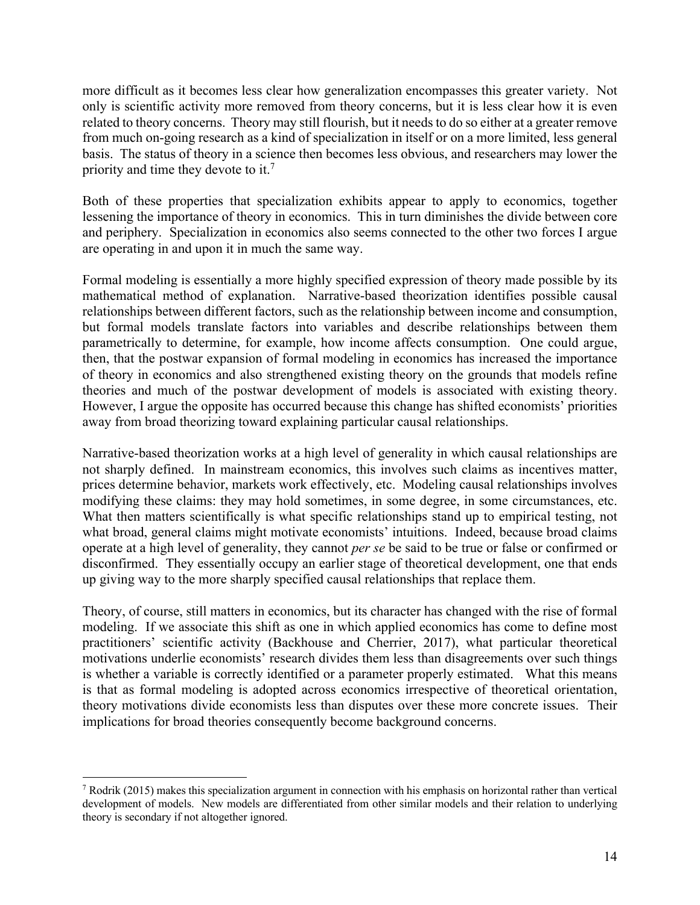more difficult as it becomes less clear how generalization encompasses this greater variety. Not only is scientific activity more removed from theory concerns, but it is less clear how it is even related to theory concerns. Theory may still flourish, but it needs to do so either at a greater remove from much on-going research as a kind of specialization in itself or on a more limited, less general basis. The status of theory in a science then becomes less obvious, and researchers may lower the priority and time they devote to it.[7]

Both of these properties that specialization exhibits appear to apply to economics, together lessening the importance of theory in economics. This in turn diminishes the divide between core and periphery. Specialization in economics also seems connected to the other two forces I argue are operating in and upon it in much the same way.

Formal modeling is essentially a more highly specified expression of theory made possible by its mathematical method of explanation. Narrative-based theorization identifies possible causal relationships between different factors, such as the relationship between income and consumption, but formal models translate factors into variables and describe relationships between them parametrically to determine, for example, how income affects consumption. One could argue, then, that the postwar expansion of formal modeling in economics has increased the importance of theory in economics and also strengthened existing theory on the grounds that models refine theories and much of the postwar development of models is associated with existing theory. However, I argue the opposite has occurred because this change has shifted economists' priorities away from broad theorizing toward explaining particular causal relationships.

Narrative-based theorization works at a high level of generality in which causal relationships are not sharply defined. In mainstream economics, this involves such claims as incentives matter, prices determine behavior, markets work effectively, etc. Modeling causal relationships involves modifying these claims: they may hold sometimes, in some degree, in some circumstances, etc. What then matters scientifically is what specific relationships stand up to empirical testing, not what broad, general claims might motivate economists' intuitions. Indeed, because broad claims operate at a high level of generality, they cannot *per se* be said to be true or false or confirmed or disconfirmed. They essentially occupy an earlier stage of theoretical development, one that ends up giving way to the more sharply specified causal relationships that replace them.

Theory, of course, still matters in economics, but its character has changed with the rise of formal modeling. If we associate this shift as one in which applied economics has come to define most practitioners' scientific activity (Backhouse and Cherrier, 2017), what particular theoretical motivations underlie economists' research divides them less than disagreements over such things is whether a variable is correctly identified or a parameter properly estimated. What this means is that as formal modeling is adopted across economics irrespective of theoretical orientation, theory motivations divide economists less than disputes over these more concrete issues. Their implications for broad theories consequently become background concerns.

---

[7] Rodrik (2015) makes this specialization argument in connection with his emphasis on horizontal rather than vertical development of models. New models are differentiated from other similar models and their relation to underlying theory is secondary if not altogether ignored.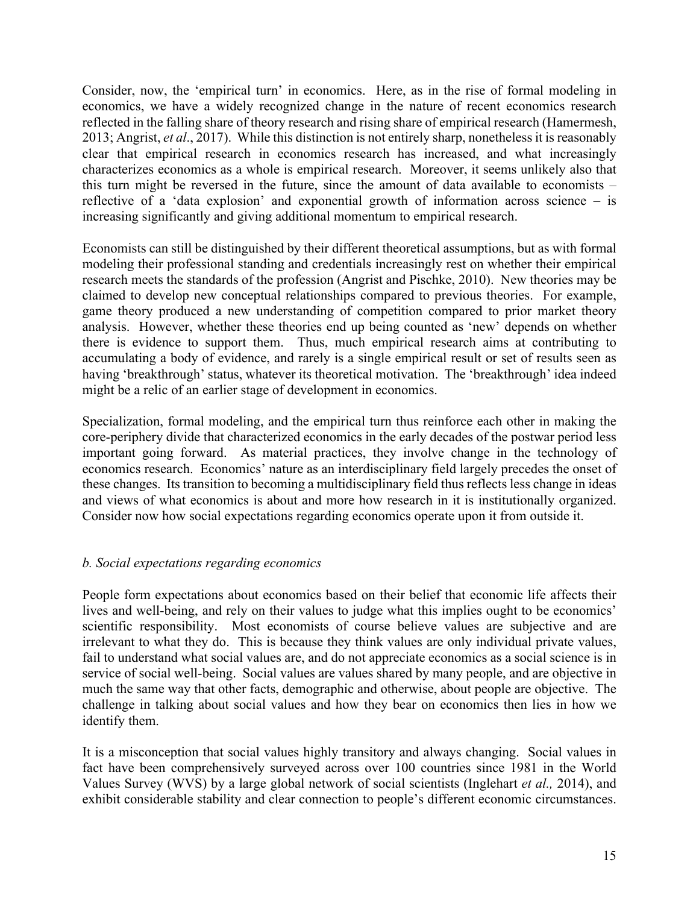Consider, now, the 'empirical turn' in economics. Here, as in the rise of formal modeling in economics, we have a widely recognized change in the nature of recent economics research reflected in the falling share of theory research and rising share of empirical research (Hamermesh, 2013; Angrist, *et al*., 2017). While this distinction is not entirely sharp, nonetheless it is reasonably clear that empirical research in economics research has increased, and what increasingly characterizes economics as a whole is empirical research. Moreover, it seems unlikely also that this turn might be reversed in the future, since the amount of data available to economists – reflective of a 'data explosion' and exponential growth of information across science – is increasing significantly and giving additional momentum to empirical research.

Economists can still be distinguished by their different theoretical assumptions, but as with formal modeling their professional standing and credentials increasingly rest on whether their empirical research meets the standards of the profession (Angrist and Pischke, 2010). New theories may be claimed to develop new conceptual relationships compared to previous theories. For example, game theory produced a new understanding of competition compared to prior market theory analysis. However, whether these theories end up being counted as 'new' depends on whether there is evidence to support them. Thus, much empirical research aims at contributing to accumulating a body of evidence, and rarely is a single empirical result or set of results seen as having 'breakthrough' status, whatever its theoretical motivation. The 'breakthrough' idea indeed might be a relic of an earlier stage of development in economics.

Specialization, formal modeling, and the empirical turn thus reinforce each other in making the core-periphery divide that characterized economics in the early decades of the postwar period less important going forward. As material practices, they involve change in the technology of economics research. Economics' nature as an interdisciplinary field largely precedes the onset of these changes. Its transition to becoming a multidisciplinary field thus reflects less change in ideas and views of what economics is about and more how research in it is institutionally organized. Consider now how social expectations regarding economics operate upon it from outside it.

### *b. Social expectations regarding economics*

People form expectations about economics based on their belief that economic life affects their lives and well-being, and rely on their values to judge what this implies ought to be economics' scientific responsibility. Most economists of course believe values are subjective and are irrelevant to what they do. This is because they think values are only individual private values, fail to understand what social values are, and do not appreciate economics as a social science is in service of social well-being. Social values are values shared by many people, and are objective in much the same way that other facts, demographic and otherwise, about people are objective. The challenge in talking about social values and how they bear on economics then lies in how we identify them.

It is a misconception that social values highly transitory and always changing. Social values in fact have been comprehensively surveyed across over 100 countries since 1981 in the World Values Survey (WVS) by a large global network of social scientists (Inglehart *et al.,* 2014), and exhibit considerable stability and clear connection to people's different economic circumstances.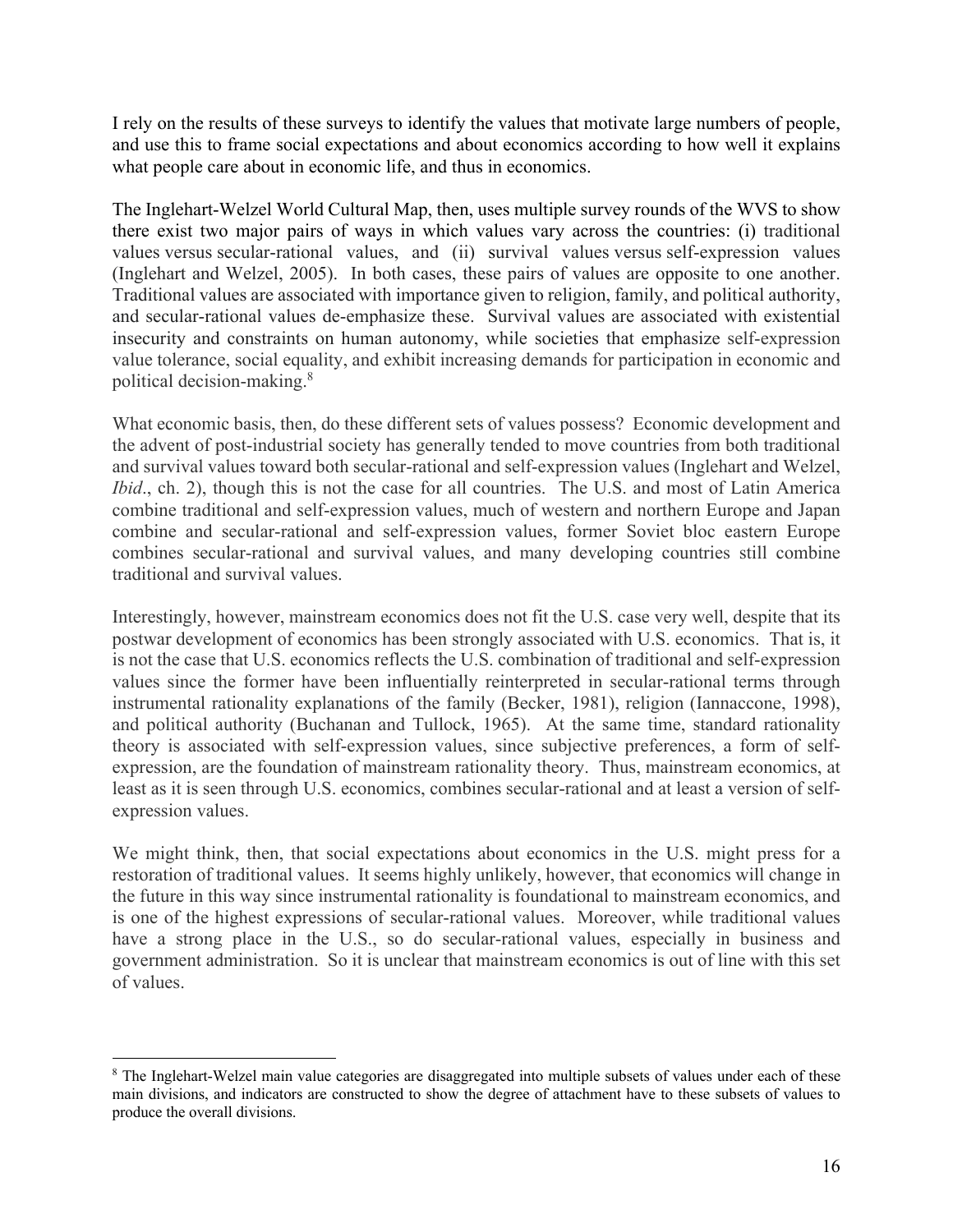I rely on the results of these surveys to identify the values that motivate large numbers of people, and use this to frame social expectations and about economics according to how well it explains what people care about in economic life, and thus in economics.

The Inglehart-Welzel World Cultural Map, then, uses multiple survey rounds of the WVS to show there exist two major pairs of ways in which values vary across the countries: (i) traditional values versus secular-rational values, and (ii) survival values versus self-expression values (Inglehart and Welzel, 2005). In both cases, these pairs of values are opposite to one another. Traditional values are associated with importance given to religion, family, and political authority, and secular-rational values de-emphasize these. Survival values are associated with existential insecurity and constraints on human autonomy, while societies that emphasize self-expression value tolerance, social equality, and exhibit increasing demands for participation in economic and political decision-making.[8]

What economic basis, then, do these different sets of values possess? Economic development and the advent of post-industrial society has generally tended to move countries from both traditional and survival values toward both secular-rational and self-expression values (Inglehart and Welzel, *Ibid*., ch. 2), though this is not the case for all countries. The U.S. and most of Latin America combine traditional and self-expression values, much of western and northern Europe and Japan combine and secular-rational and self-expression values, former Soviet bloc eastern Europe combines secular-rational and survival values, and many developing countries still combine traditional and survival values.

Interestingly, however, mainstream economics does not fit the U.S. case very well, despite that its postwar development of economics has been strongly associated with U.S. economics. That is, it is not the case that U.S. economics reflects the U.S. combination of traditional and self-expression values since the former have been influentially reinterpreted in secular-rational terms through instrumental rationality explanations of the family (Becker, 1981), religion (Iannaccone, 1998), and political authority (Buchanan and Tullock, 1965). At the same time, standard rationality theory is associated with self-expression values, since subjective preferences, a form of self-expression, are the foundation of mainstream rationality theory. Thus, mainstream economics, at least as it is seen through U.S. economics, combines secular-rational and at least a version of self-expression values.

We might think, then, that social expectations about economics in the U.S. might press for a restoration of traditional values. It seems highly unlikely, however, that economics will change in the future in this way since instrumental rationality is foundational to mainstream economics, and is one of the highest expressions of secular-rational values. Moreover, while traditional values have a strong place in the U.S., so do secular-rational values, especially in business and government administration. So it is unclear that mainstream economics is out of line with this set of values.

[8] The Inglehart-Welzel main value categories are disaggregated into multiple subsets of values under each of these main divisions, and indicators are constructed to show the degree of attachment have to these subsets of values to produce the overall divisions.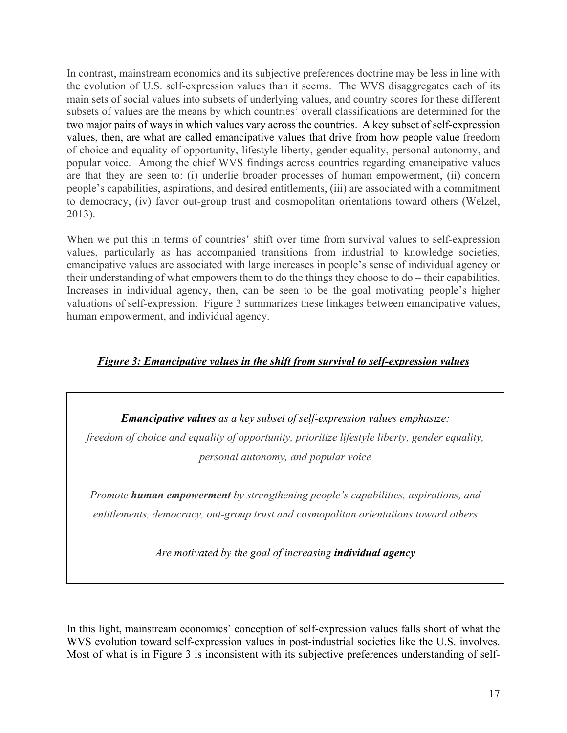In contrast, mainstream economics and its subjective preferences doctrine may be less in line with the evolution of U.S. self-expression values than it seems. The WVS disaggregates each of its main sets of social values into subsets of underlying values, and country scores for these different subsets of values are the means by which countries' overall classifications are determined for the two major pairs of ways in which values vary across the countries. A key subset of self-expression values, then, are what are called emancipative values that drive from how people value freedom of choice and equality of opportunity, lifestyle liberty, gender equality, personal autonomy, and popular voice. Among the chief WVS findings across countries regarding emancipative values are that they are seen to: (i) underlie broader processes of human empowerment, (ii) concern people's capabilities, aspirations, and desired entitlements, (iii) are associated with a commitment to democracy, (iv) favor out-group trust and cosmopolitan orientations toward others (Welzel, 2013).

When we put this in terms of countries' shift over time from survival values to self-expression values, particularly as has accompanied transitions from industrial to knowledge societies, emancipative values are associated with large increases in people's sense of individual agency or their understanding of what empowers them to do the things they choose to do – their capabilities. Increases in individual agency, then, can be seen to be the goal motivating people's higher valuations of self-expression. Figure 3 summarizes these linkages between emancipative values, human empowerment, and individual agency.

***Figure 3: Emancipative values in the shift from survival to self-expression values***

***Emancipative values*** *as a key subset of self-expression values emphasize:*
*freedom of choice and equality of opportunity, prioritize lifestyle liberty, gender equality, personal autonomy, and popular voice*

*Promote* ***human empowerment*** *by strengthening people's capabilities, aspirations, and entitlements, democracy, out-group trust and cosmopolitan orientations toward others*

*Are motivated by the goal of increasing* ***individual agency***

In this light, mainstream economics' conception of self-expression values falls short of what the WVS evolution toward self-expression values in post-industrial societies like the U.S. involves. Most of what is in Figure 3 is inconsistent with its subjective preferences understanding of self-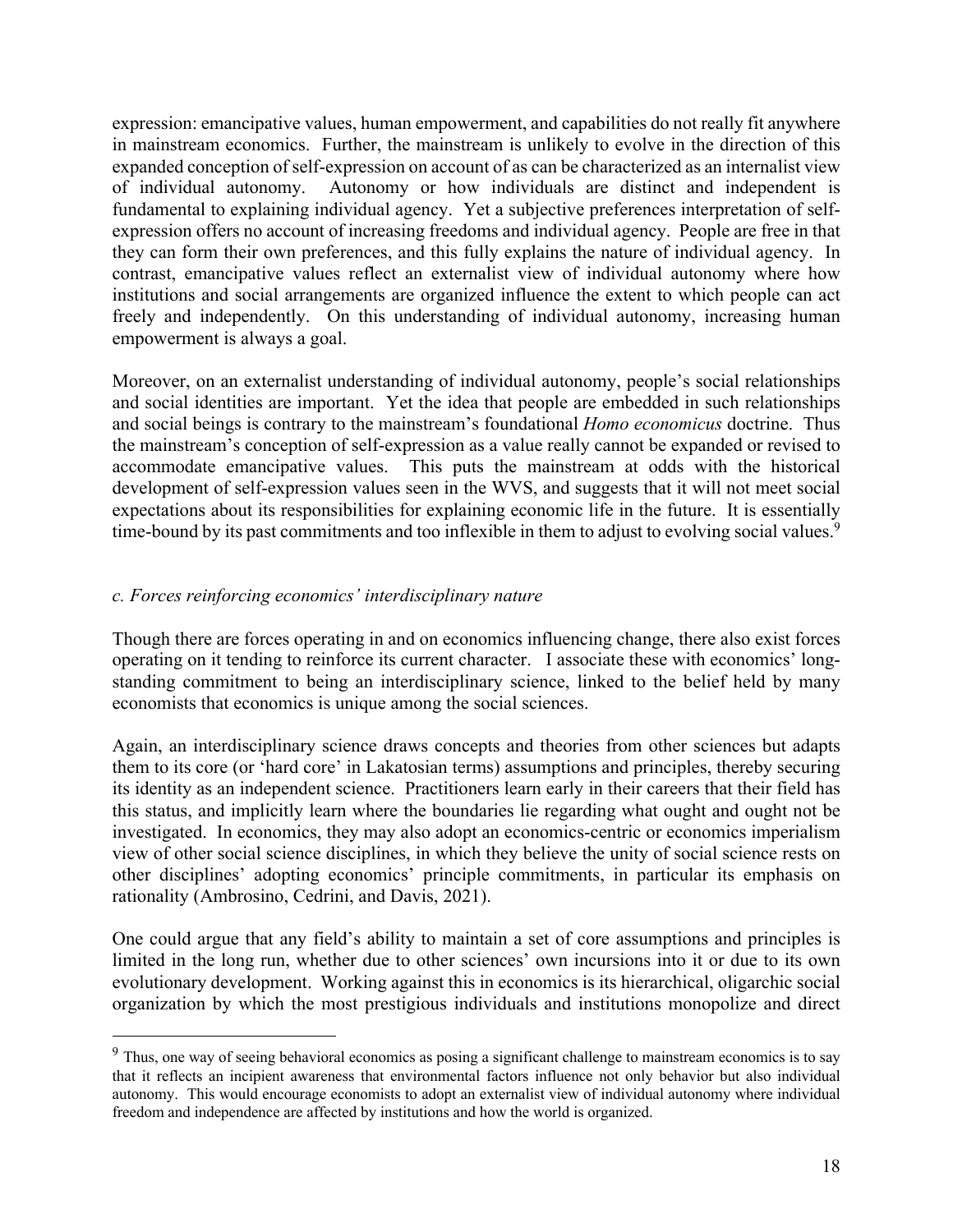expression: emancipative values, human empowerment, and capabilities do not really fit anywhere in mainstream economics. Further, the mainstream is unlikely to evolve in the direction of this expanded conception of self-expression on account of as can be characterized as an internalist view of individual autonomy. Autonomy or how individuals are distinct and independent is fundamental to explaining individual agency. Yet a subjective preferences interpretation of self-expression offers no account of increasing freedoms and individual agency. People are free in that they can form their own preferences, and this fully explains the nature of individual agency. In contrast, emancipative values reflect an externalist view of individual autonomy where how institutions and social arrangements are organized influence the extent to which people can act freely and independently. On this understanding of individual autonomy, increasing human empowerment is always a goal.

Moreover, on an externalist understanding of individual autonomy, people's social relationships and social identities are important. Yet the idea that people are embedded in such relationships and social beings is contrary to the mainstream's foundational *Homo economicus* doctrine. Thus the mainstream's conception of self-expression as a value really cannot be expanded or revised to accommodate emancipative values. This puts the mainstream at odds with the historical development of self-expression values seen in the WVS, and suggests that it will not meet social expectations about its responsibilities for explaining economic life in the future. It is essentially time-bound by its past commitments and too inflexible in them to adjust to evolving social values.[9]

### *c. Forces reinforcing economics' interdisciplinary nature*

Though there are forces operating in and on economics influencing change, there also exist forces operating on it tending to reinforce its current character. I associate these with economics' long-standing commitment to being an interdisciplinary science, linked to the belief held by many economists that economics is unique among the social sciences.

Again, an interdisciplinary science draws concepts and theories from other sciences but adapts them to its core (or 'hard core' in Lakatosian terms) assumptions and principles, thereby securing its identity as an independent science. Practitioners learn early in their careers that their field has this status, and implicitly learn where the boundaries lie regarding what ought and ought not be investigated. In economics, they may also adopt an economics-centric or economics imperialism view of other social science disciplines, in which they believe the unity of social science rests on other disciplines' adopting economics' principle commitments, in particular its emphasis on rationality (Ambrosino, Cedrini, and Davis, 2021).

One could argue that any field's ability to maintain a set of core assumptions and principles is limited in the long run, whether due to other sciences' own incursions into it or due to its own evolutionary development. Working against this in economics is its hierarchical, oligarchic social organization by which the most prestigious individuals and institutions monopolize and direct

---

[9] Thus, one way of seeing behavioral economics as posing a significant challenge to mainstream economics is to say that it reflects an incipient awareness that environmental factors influence not only behavior but also individual autonomy. This would encourage economists to adopt an externalist view of individual autonomy where individual freedom and independence are affected by institutions and how the world is organized.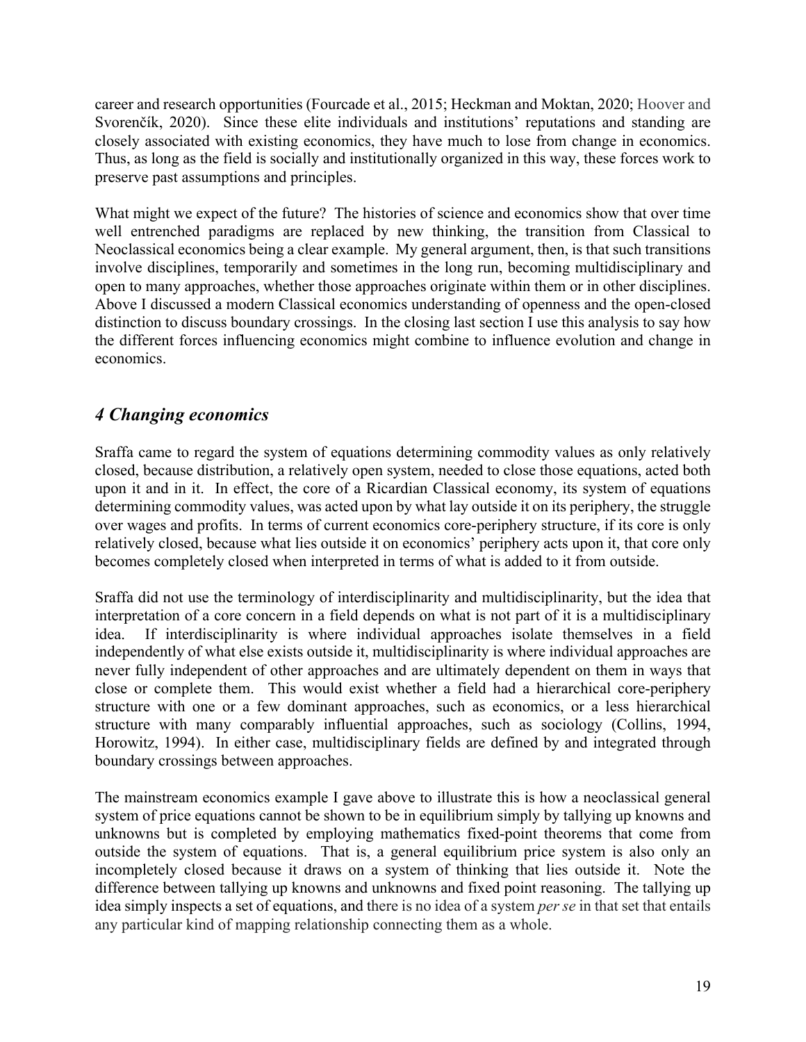career and research opportunities (Fourcade et al., 2015; Heckman and Moktan, 2020; Hoover and Svorenčík, 2020). Since these elite individuals and institutions' reputations and standing are closely associated with existing economics, they have much to lose from change in economics. Thus, as long as the field is socially and institutionally organized in this way, these forces work to preserve past assumptions and principles.

What might we expect of the future? The histories of science and economics show that over time well entrenched paradigms are replaced by new thinking, the transition from Classical to Neoclassical economics being a clear example. My general argument, then, is that such transitions involve disciplines, temporarily and sometimes in the long run, becoming multidisciplinary and open to many approaches, whether those approaches originate within them or in other disciplines. Above I discussed a modern Classical economics understanding of openness and the open-closed distinction to discuss boundary crossings. In the closing last section I use this analysis to say how the different forces influencing economics might combine to influence evolution and change in economics.

## *4 Changing economics*

Sraffa came to regard the system of equations determining commodity values as only relatively closed, because distribution, a relatively open system, needed to close those equations, acted both upon it and in it. In effect, the core of a Ricardian Classical economy, its system of equations determining commodity values, was acted upon by what lay outside it on its periphery, the struggle over wages and profits. In terms of current economics core-periphery structure, if its core is only relatively closed, because what lies outside it on economics' periphery acts upon it, that core only becomes completely closed when interpreted in terms of what is added to it from outside.

Sraffa did not use the terminology of interdisciplinarity and multidisciplinarity, but the idea that interpretation of a core concern in a field depends on what is not part of it is a multidisciplinary idea. If interdisciplinarity is where individual approaches isolate themselves in a field independently of what else exists outside it, multidisciplinarity is where individual approaches are never fully independent of other approaches and are ultimately dependent on them in ways that close or complete them. This would exist whether a field had a hierarchical core-periphery structure with one or a few dominant approaches, such as economics, or a less hierarchical structure with many comparably influential approaches, such as sociology (Collins, 1994, Horowitz, 1994). In either case, multidisciplinary fields are defined by and integrated through boundary crossings between approaches.

The mainstream economics example I gave above to illustrate this is how a neoclassical general system of price equations cannot be shown to be in equilibrium simply by tallying up knowns and unknowns but is completed by employing mathematics fixed-point theorems that come from outside the system of equations. That is, a general equilibrium price system is also only an incompletely closed because it draws on a system of thinking that lies outside it. Note the difference between tallying up knowns and unknowns and fixed point reasoning. The tallying up idea simply inspects a set of equations, and there is no idea of a system *per se* in that set that entails any particular kind of mapping relationship connecting them as a whole.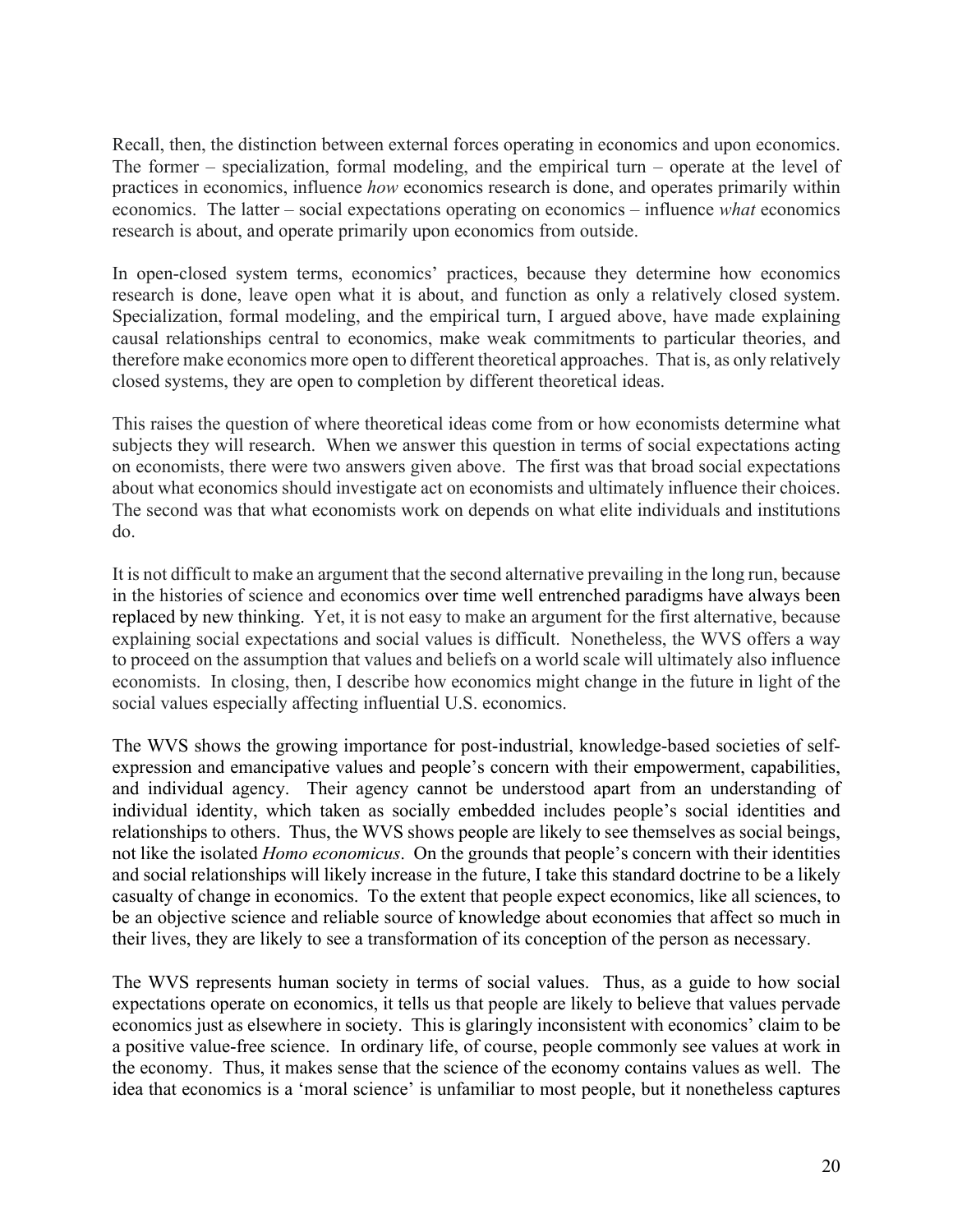Recall, then, the distinction between external forces operating in economics and upon economics. The former – specialization, formal modeling, and the empirical turn – operate at the level of practices in economics, influence *how* economics research is done, and operates primarily within economics. The latter – social expectations operating on economics – influence *what* economics research is about, and operate primarily upon economics from outside.

In open-closed system terms, economics' practices, because they determine how economics research is done, leave open what it is about, and function as only a relatively closed system. Specialization, formal modeling, and the empirical turn, I argued above, have made explaining causal relationships central to economics, make weak commitments to particular theories, and therefore make economics more open to different theoretical approaches. That is, as only relatively closed systems, they are open to completion by different theoretical ideas.

This raises the question of where theoretical ideas come from or how economists determine what subjects they will research. When we answer this question in terms of social expectations acting on economists, there were two answers given above. The first was that broad social expectations about what economics should investigate act on economists and ultimately influence their choices. The second was that what economists work on depends on what elite individuals and institutions do.

It is not difficult to make an argument that the second alternative prevailing in the long run, because in the histories of science and economics over time well entrenched paradigms have always been replaced by new thinking. Yet, it is not easy to make an argument for the first alternative, because explaining social expectations and social values is difficult. Nonetheless, the WVS offers a way to proceed on the assumption that values and beliefs on a world scale will ultimately also influence economists. In closing, then, I describe how economics might change in the future in light of the social values especially affecting influential U.S. economics.

The WVS shows the growing importance for post-industrial, knowledge-based societies of self-expression and emancipative values and people's concern with their empowerment, capabilities, and individual agency. Their agency cannot be understood apart from an understanding of individual identity, which taken as socially embedded includes people's social identities and relationships to others. Thus, the WVS shows people are likely to see themselves as social beings, not like the isolated *Homo economicus*. On the grounds that people's concern with their identities and social relationships will likely increase in the future, I take this standard doctrine to be a likely casualty of change in economics. To the extent that people expect economics, like all sciences, to be an objective science and reliable source of knowledge about economies that affect so much in their lives, they are likely to see a transformation of its conception of the person as necessary.

The WVS represents human society in terms of social values. Thus, as a guide to how social expectations operate on economics, it tells us that people are likely to believe that values pervade economics just as elsewhere in society. This is glaringly inconsistent with economics' claim to be a positive value-free science. In ordinary life, of course, people commonly see values at work in the economy. Thus, it makes sense that the science of the economy contains values as well. The idea that economics is a 'moral science' is unfamiliar to most people, but it nonetheless captures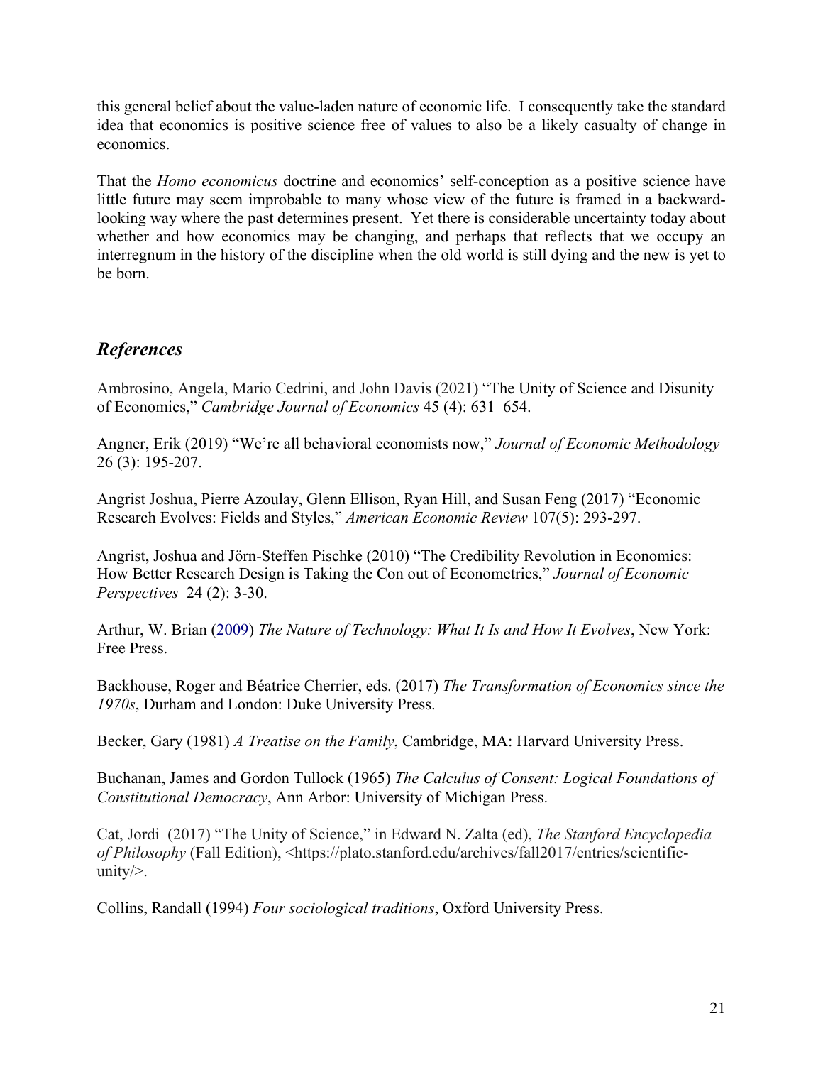this general belief about the value-laden nature of economic life. I consequently take the standard idea that economics is positive science free of values to also be a likely casualty of change in economics.

That the *Homo economicus* doctrine and economics' self-conception as a positive science have little future may seem improbable to many whose view of the future is framed in a backward-looking way where the past determines present. Yet there is considerable uncertainty today about whether and how economics may be changing, and perhaps that reflects that we occupy an interregnum in the history of the discipline when the old world is still dying and the new is yet to be born.

## *References*

Ambrosino, Angela, Mario Cedrini, and John Davis (2021) "The Unity of Science and Disunity of Economics," *Cambridge Journal of Economics* 45 (4): 631–654.

Angner, Erik (2019) "We're all behavioral economists now," *Journal of Economic Methodology* 26 (3): 195-207.

Angrist Joshua, Pierre Azoulay, Glenn Ellison, Ryan Hill, and Susan Feng (2017) "Economic Research Evolves: Fields and Styles," *American Economic Review* 107(5): 293-297.

Angrist, Joshua and Jörn-Steffen Pischke (2010) "The Credibility Revolution in Economics: How Better Research Design is Taking the Con out of Econometrics," *Journal of Economic Perspectives* 24 (2): 3-30.

Arthur, W. Brian (2009) *The Nature of Technology: What It Is and How It Evolves*, New York: Free Press.

Backhouse, Roger and Béatrice Cherrier, eds. (2017) *The Transformation of Economics since the 1970s*, Durham and London: Duke University Press.

Becker, Gary (1981) *A Treatise on the Family*, Cambridge, MA: Harvard University Press.

Buchanan, James and Gordon Tullock (1965) *The Calculus of Consent: Logical Foundations of Constitutional Democracy*, Ann Arbor: University of Michigan Press.

Cat, Jordi (2017) "The Unity of Science," in Edward N. Zalta (ed), *The Stanford Encyclopedia of Philosophy* (Fall Edition), <https://plato.stanford.edu/archives/fall2017/entries/scientific-unity/>.

Collins, Randall (1994) *Four sociological traditions*, Oxford University Press.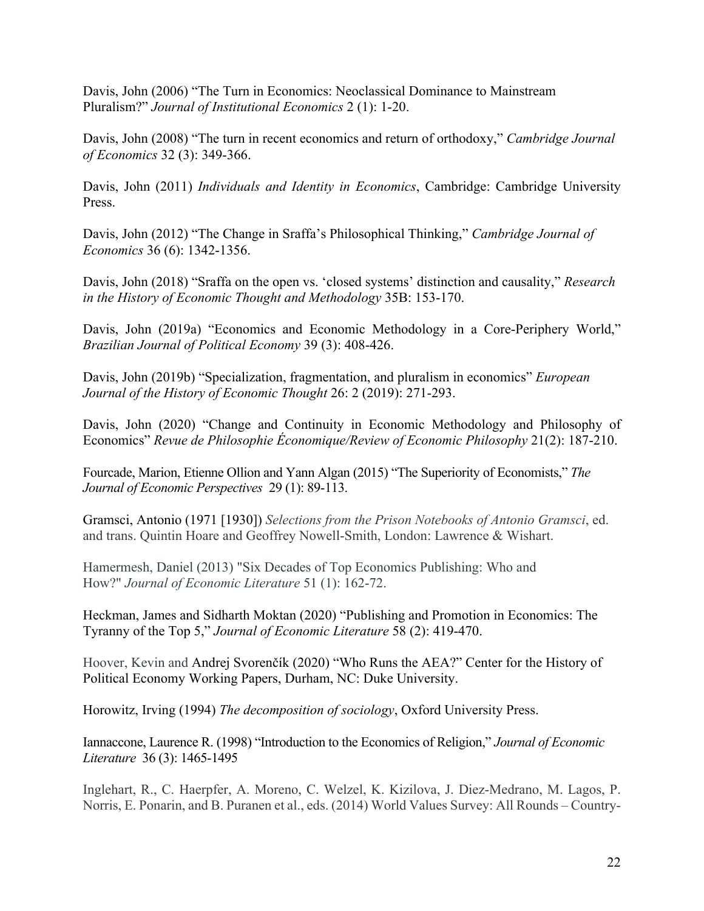Davis, John (2006) “The Turn in Economics: Neoclassical Dominance to Mainstream Pluralism?” *Journal of Institutional Economics* 2 (1): 1-20.

Davis, John (2008) “The turn in recent economics and return of orthodoxy,” *Cambridge Journal of Economics* 32 (3): 349-366.

Davis, John (2011) *Individuals and Identity in Economics*, Cambridge: Cambridge University Press.

Davis, John (2012) “The Change in Sraffa’s Philosophical Thinking,” *Cambridge Journal of Economics* 36 (6): 1342-1356.

Davis, John (2018) “Sraffa on the open vs. ‘closed systems’ distinction and causality,” *Research in the History of Economic Thought and Methodology* 35B: 153-170.

Davis, John (2019a) “Economics and Economic Methodology in a Core-Periphery World,” *Brazilian Journal of Political Economy* 39 (3): 408-426.

Davis, John (2019b) “Specialization, fragmentation, and pluralism in economics” *European Journal of the History of Economic Thought* 26: 2 (2019): 271-293.

Davis, John (2020) “Change and Continuity in Economic Methodology and Philosophy of Economics” *Revue de Philosophie Économique/Review of Economic Philosophy* 21(2): 187-210.

Fourcade, Marion, Etienne Ollion and Yann Algan (2015) “The Superiority of Economists,” *The Journal of Economic Perspectives* 29 (1): 89-113.

Gramsci, Antonio (1971 [1930]) *Selections from the Prison Notebooks of Antonio Gramsci*, ed. and trans. Quintin Hoare and Geoffrey Nowell-Smith, London: Lawrence & Wishart.

Hamermesh, Daniel (2013) "Six Decades of Top Economics Publishing: Who and How?" *Journal of Economic Literature* 51 (1): 162-72.

Heckman, James and Sidharth Moktan (2020) “Publishing and Promotion in Economics: The Tyranny of the Top 5,” *Journal of Economic Literature* 58 (2): 419-470.

Hoover, Kevin and Andrej Svorenčík (2020) “Who Runs the AEA?” Center for the History of Political Economy Working Papers, Durham, NC: Duke University.

Horowitz, Irving (1994) *The decomposition of sociology*, Oxford University Press.

Iannaccone, Laurence R. (1998) “Introduction to the Economics of Religion,” *Journal of Economic Literature* 36 (3): 1465-1495

Inglehart, R., C. Haerpfer, A. Moreno, C. Welzel, K. Kizilova, J. Diez-Medrano, M. Lagos, P. Norris, E. Ponarin, and B. Puranen et al., eds. (2014) World Values Survey: All Rounds – Country-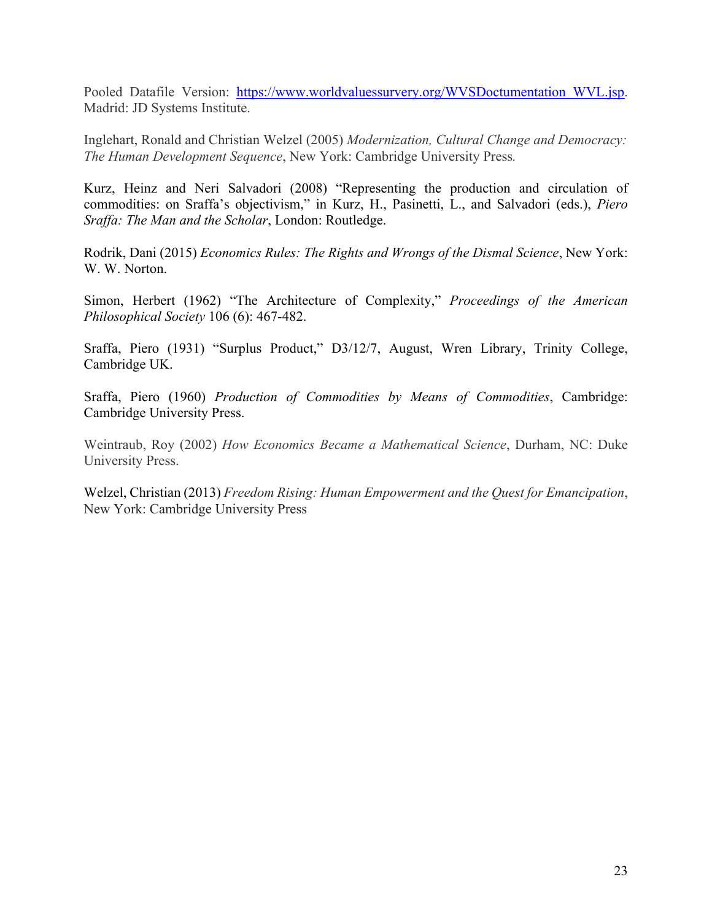Pooled Datafile Version: https://www.worldvaluessurvery.org/WVSDoctumentation_WVL.jsp. Madrid: JD Systems Institute.

Inglehart, Ronald and Christian Welzel (2005) *Modernization, Cultural Change and Democracy: The Human Development Sequence*, New York: Cambridge University Press.

Kurz, Heinz and Neri Salvadori (2008) "Representing the production and circulation of commodities: on Sraffa's objectivism," in Kurz, H., Pasinetti, L., and Salvadori (eds.), *Piero Sraffa: The Man and the Scholar*, London: Routledge.

Rodrik, Dani (2015) *Economics Rules: The Rights and Wrongs of the Dismal Science*, New York: W. W. Norton.

Simon, Herbert (1962) "The Architecture of Complexity," *Proceedings of the American Philosophical Society* 106 (6): 467-482.

Sraffa, Piero (1931) "Surplus Product," D3/12/7, August, Wren Library, Trinity College, Cambridge UK.

Sraffa, Piero (1960) *Production of Commodities by Means of Commodities*, Cambridge: Cambridge University Press.

Weintraub, Roy (2002) *How Economics Became a Mathematical Science*, Durham, NC: Duke University Press.

Welzel, Christian (2013) *Freedom Rising: Human Empowerment and the Quest for Emancipation*, New York: Cambridge University Press